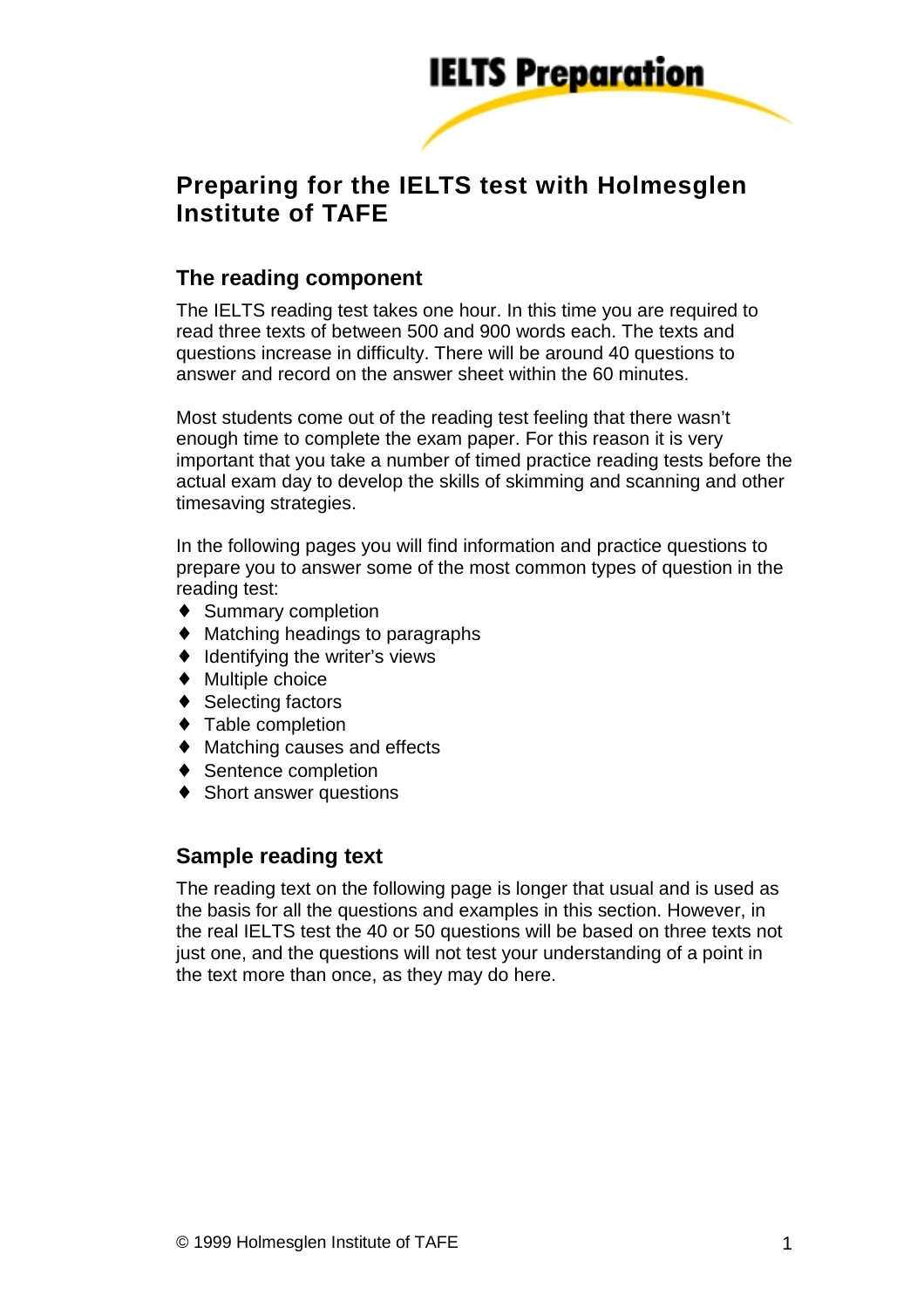# IELTS Preparation

# Preparing for the IELTS test with Holmesglen Institute of TAFE

## The reading component

The IELTS reading test takes one hour. In this time you are required to read three texts of between 500 and 900 words each. The texts and questions increase in difficulty. There will be around 40 questions to answer and record on the answer sheet within the 60 minutes.

Most students come out of the reading test feeling that there wasn't enough time to complete the exam paper. For this reason it is very important that you take a number of timed practice reading tests before the actual exam day to develop the skills of skimming and scanning and other timesaving strategies.

In the following pages you will find information and practice questions to prepare you to answer some of the most common types of question in the reading test:

- Summary completion
- Matching headings to paragraphs
- Identifying the writer's views
- Multiple choice
- Selecting factors
- Table completion
- Matching causes and effects
- Sentence completion
- Short answer questions

## Sample reading text

The reading text on the following page is longer that usual and is used as the basis for all the questions and examples in this section. However, in the real IELTS test the 40 or 50 questions will be based on three texts not just one, and the questions will not test your understanding of a point in the text more than once, as they may do here.

© 1999 Holmesglen Institute of TAFE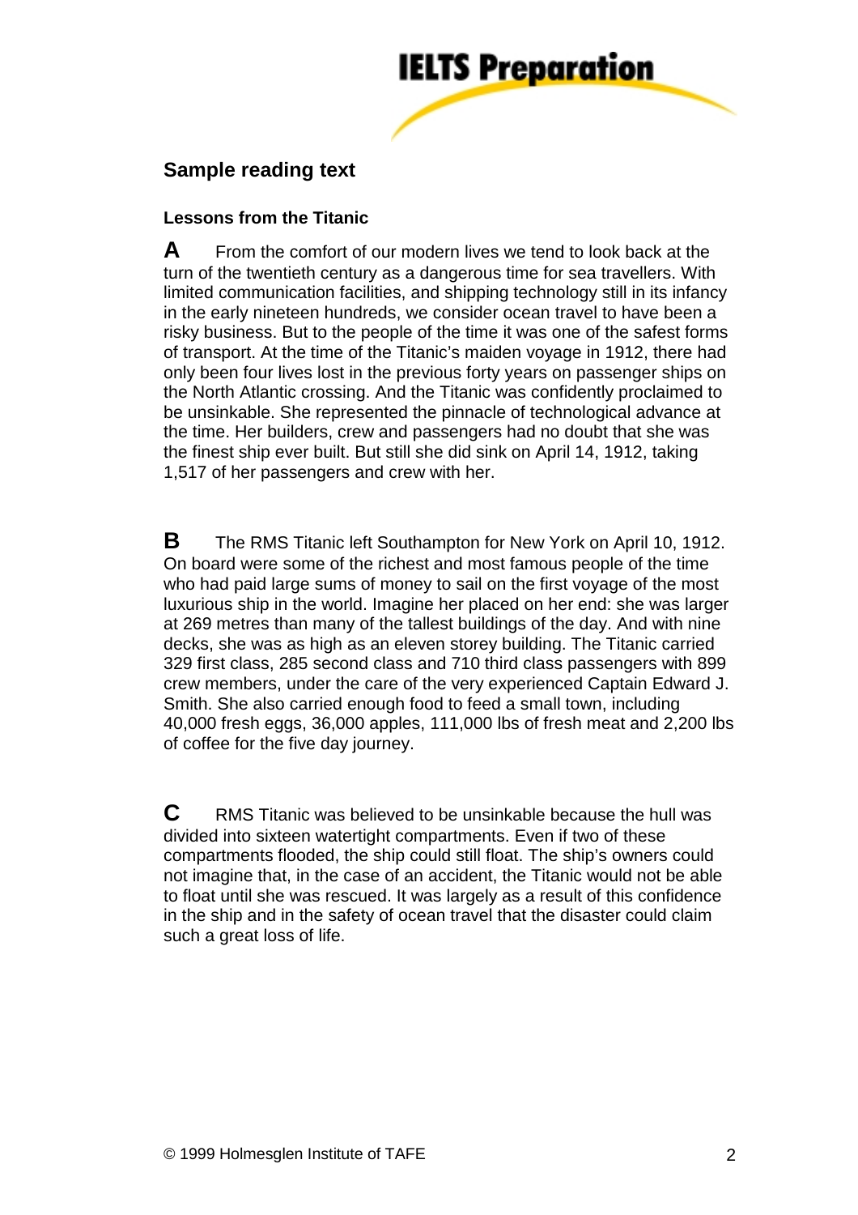## Sample reading text

### Lessons from the Titanic

**A** From the comfort of our modern lives we tend to look back at the turn of the twentieth century as a dangerous time for sea travellers. With limited communication facilities, and shipping technology still in its infancy in the early nineteen hundreds, we consider ocean travel to have been a risky business. But to the people of the time it was one of the safest forms of transport. At the time of the Titanic's maiden voyage in 1912, there had only been four lives lost in the previous forty years on passenger ships on the North Atlantic crossing. And the Titanic was confidently proclaimed to be unsinkable. She represented the pinnacle of technological advance at the time. Her builders, crew and passengers had no doubt that she was the finest ship ever built. But still she did sink on April 14, 1912, taking 1,517 of her passengers and crew with her.

**B** The RMS Titanic left Southampton for New York on April 10, 1912. On board were some of the richest and most famous people of the time who had paid large sums of money to sail on the first voyage of the most luxurious ship in the world. Imagine her placed on her end: she was larger at 269 metres than many of the tallest buildings of the day. And with nine decks, she was as high as an eleven storey building. The Titanic carried 329 first class, 285 second class and 710 third class passengers with 899 crew members, under the care of the very experienced Captain Edward J. Smith. She also carried enough food to feed a small town, including 40,000 fresh eggs, 36,000 apples, 111,000 lbs of fresh meat and 2,200 lbs of coffee for the five day journey.

**C** RMS Titanic was believed to be unsinkable because the hull was divided into sixteen watertight compartments. Even if two of these compartments flooded, the ship could still float. The ship's owners could not imagine that, in the case of an accident, the Titanic would not be able to float until she was rescued. It was largely as a result of this confidence in the ship and in the safety of ocean travel that the disaster could claim such a great loss of life.

© 1999 Holmesglen Institute of TAFE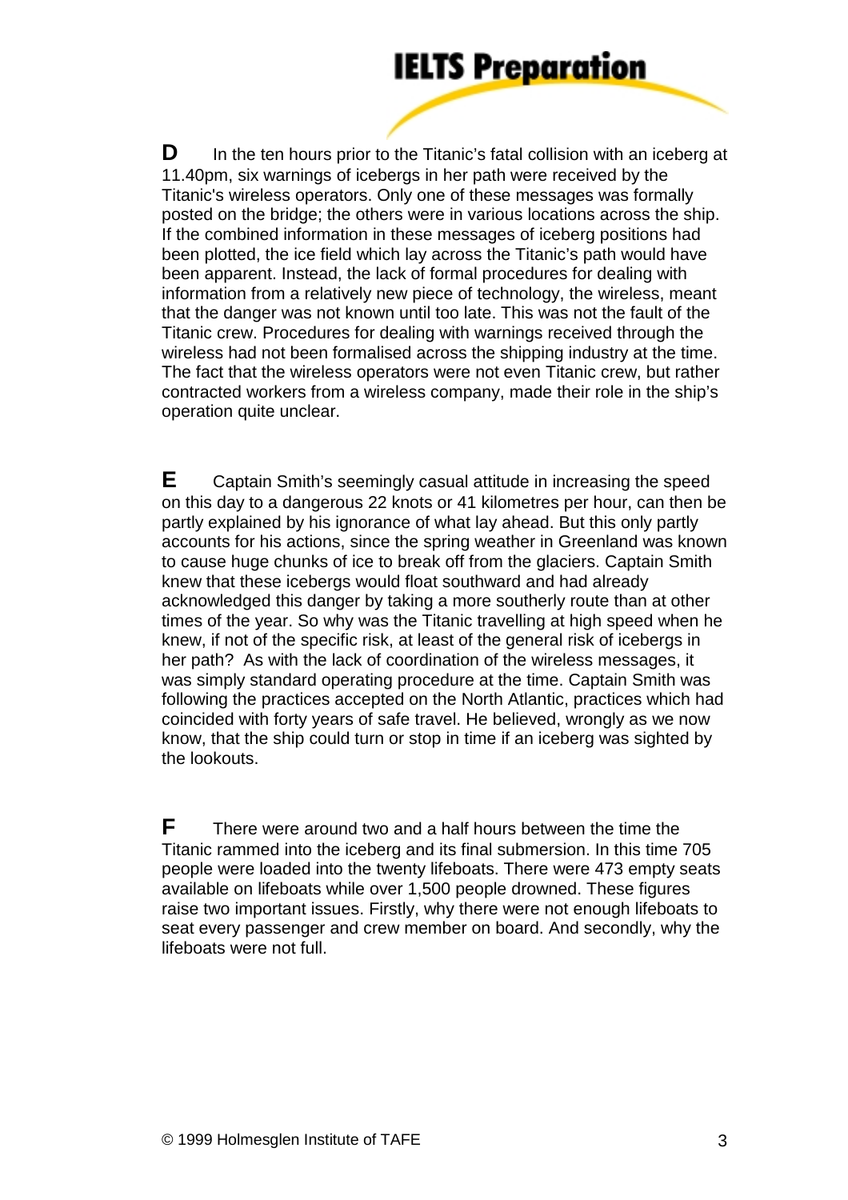**D** In the ten hours prior to the Titanic's fatal collision with an iceberg at 11.40pm, six warnings of icebergs in her path were received by the Titanic's wireless operators. Only one of these messages was formally posted on the bridge; the others were in various locations across the ship. If the combined information in these messages of iceberg positions had been plotted, the ice field which lay across the Titanic's path would have been apparent. Instead, the lack of formal procedures for dealing with information from a relatively new piece of technology, the wireless, meant that the danger was not known until too late. This was not the fault of the Titanic crew. Procedures for dealing with warnings received through the wireless had not been formalised across the shipping industry at the time. The fact that the wireless operators were not even Titanic crew, but rather contracted workers from a wireless company, made their role in the ship's operation quite unclear.

**E** Captain Smith's seemingly casual attitude in increasing the speed on this day to a dangerous 22 knots or 41 kilometres per hour, can then be partly explained by his ignorance of what lay ahead. But this only partly accounts for his actions, since the spring weather in Greenland was known to cause huge chunks of ice to break off from the glaciers. Captain Smith knew that these icebergs would float southward and had already acknowledged this danger by taking a more southerly route than at other times of the year. So why was the Titanic travelling at high speed when he knew, if not of the specific risk, at least of the general risk of icebergs in her path? As with the lack of coordination of the wireless messages, it was simply standard operating procedure at the time. Captain Smith was following the practices accepted on the North Atlantic, practices which had coincided with forty years of safe travel. He believed, wrongly as we now know, that the ship could turn or stop in time if an iceberg was sighted by the lookouts.

**F** There were around two and a half hours between the time the Titanic rammed into the iceberg and its final submersion. In this time 705 people were loaded into the twenty lifeboats. There were 473 empty seats available on lifeboats while over 1,500 people drowned. These figures raise two important issues. Firstly, why there were not enough lifeboats to seat every passenger and crew member on board. And secondly, why the lifeboats were not full.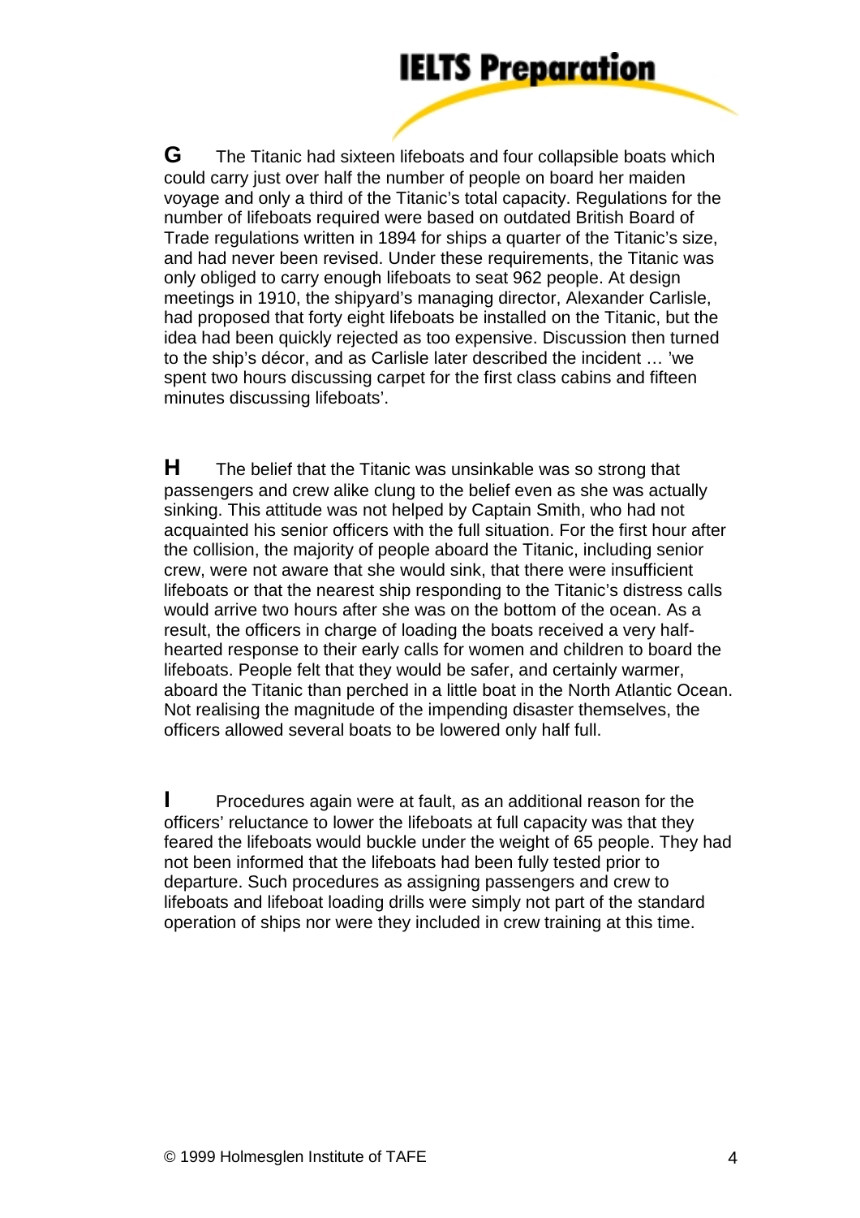**G** The Titanic had sixteen lifeboats and four collapsible boats which could carry just over half the number of people on board her maiden voyage and only a third of the Titanic's total capacity. Regulations for the number of lifeboats required were based on outdated British Board of Trade regulations written in 1894 for ships a quarter of the Titanic's size, and had never been revised. Under these requirements, the Titanic was only obliged to carry enough lifeboats to seat 962 people. At design meetings in 1910, the shipyard's managing director, Alexander Carlisle, had proposed that forty eight lifeboats be installed on the Titanic, but the idea had been quickly rejected as too expensive. Discussion then turned to the ship's décor, and as Carlisle later described the incident … 'we spent two hours discussing carpet for the first class cabins and fifteen minutes discussing lifeboats'.

**H** The belief that the Titanic was unsinkable was so strong that passengers and crew alike clung to the belief even as she was actually sinking. This attitude was not helped by Captain Smith, who had not acquainted his senior officers with the full situation. For the first hour after the collision, the majority of people aboard the Titanic, including senior crew, were not aware that she would sink, that there were insufficient lifeboats or that the nearest ship responding to the Titanic's distress calls would arrive two hours after she was on the bottom of the ocean. As a result, the officers in charge of loading the boats received a very half-hearted response to their early calls for women and children to board the lifeboats. People felt that they would be safer, and certainly warmer, aboard the Titanic than perched in a little boat in the North Atlantic Ocean. Not realising the magnitude of the impending disaster themselves, the officers allowed several boats to be lowered only half full.

**I** Procedures again were at fault, as an additional reason for the officers' reluctance to lower the lifeboats at full capacity was that they feared the lifeboats would buckle under the weight of 65 people. They had not been informed that the lifeboats had been fully tested prior to departure. Such procedures as assigning passengers and crew to lifeboats and lifeboat loading drills were simply not part of the standard operation of ships nor were they included in crew training at this time.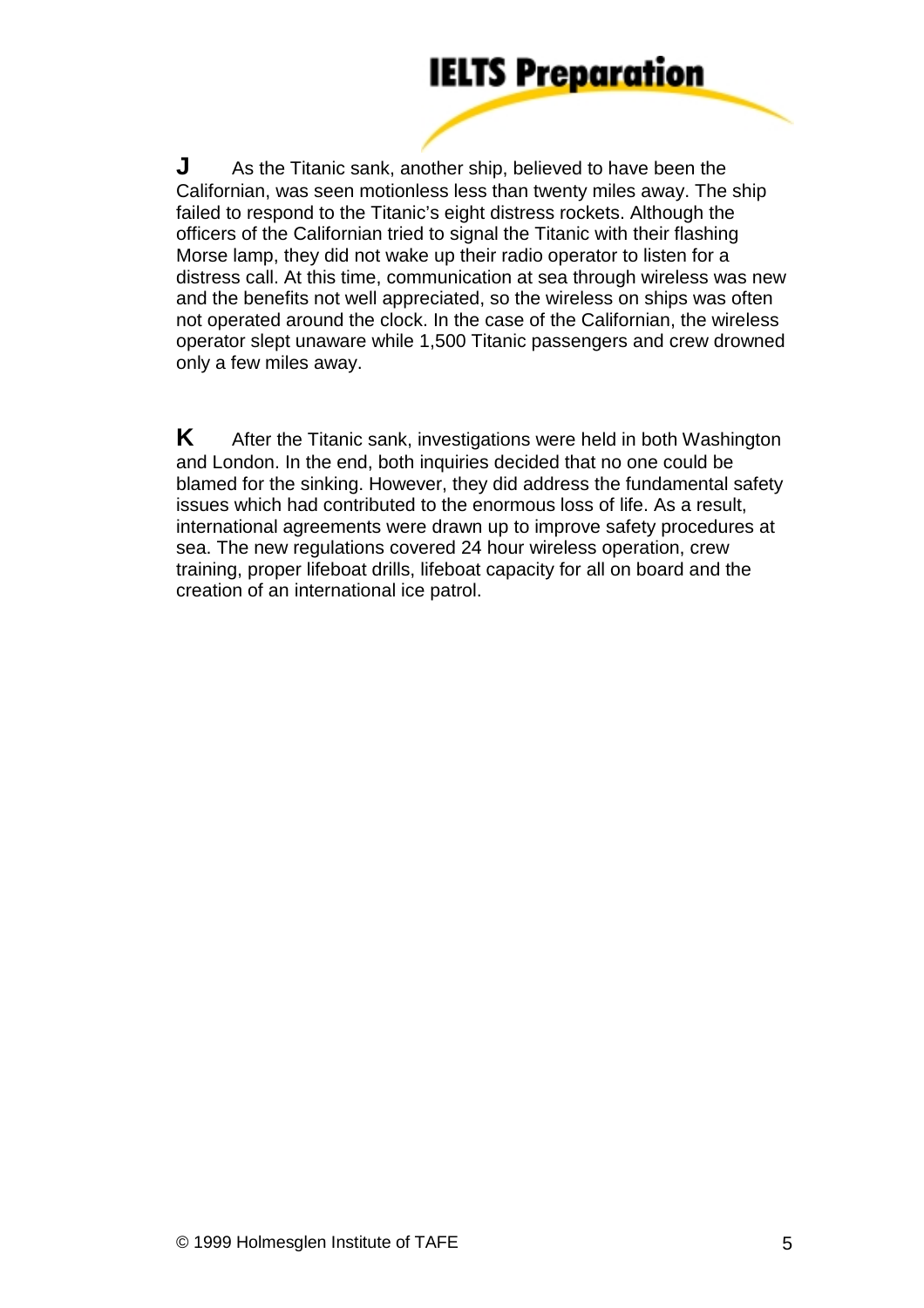**J** As the Titanic sank, another ship, believed to have been the Californian, was seen motionless less than twenty miles away. The ship failed to respond to the Titanic's eight distress rockets. Although the officers of the Californian tried to signal the Titanic with their flashing Morse lamp, they did not wake up their radio operator to listen for a distress call. At this time, communication at sea through wireless was new and the benefits not well appreciated, so the wireless on ships was often not operated around the clock. In the case of the Californian, the wireless operator slept unaware while 1,500 Titanic passengers and crew drowned only a few miles away.

**K** After the Titanic sank, investigations were held in both Washington and London. In the end, both inquiries decided that no one could be blamed for the sinking. However, they did address the fundamental safety issues which had contributed to the enormous loss of life. As a result, international agreements were drawn up to improve safety procedures at sea. The new regulations covered 24 hour wireless operation, crew training, proper lifeboat drills, lifeboat capacity for all on board and the creation of an international ice patrol.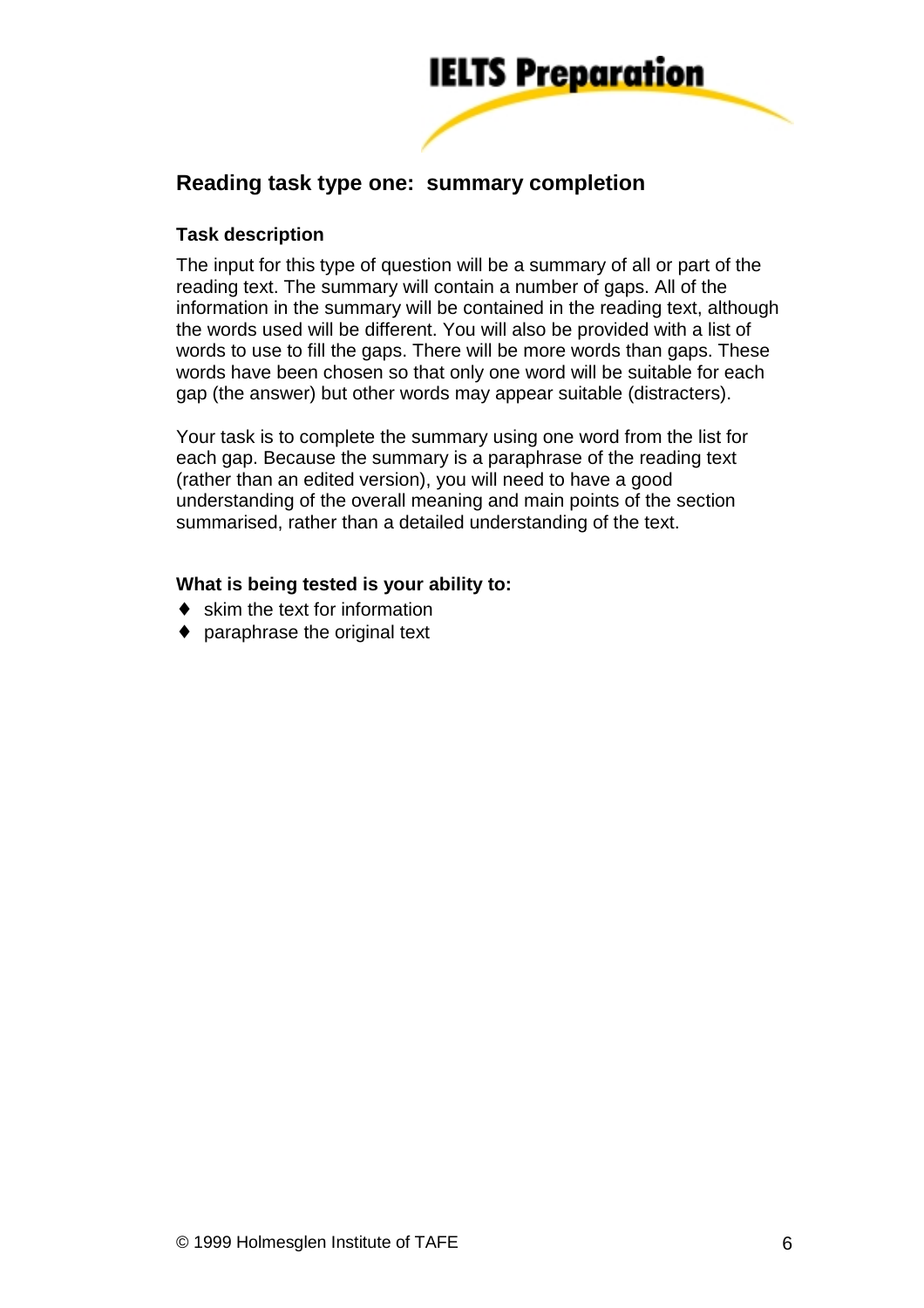## Reading task type one: summary completion

### Task description

The input for this type of question will be a summary of all or part of the reading text. The summary will contain a number of gaps. All of the information in the summary will be contained in the reading text, although the words used will be different. You will also be provided with a list of words to use to fill the gaps. There will be more words than gaps. These words have been chosen so that only one word will be suitable for each gap (the answer) but other words may appear suitable (distracters).

Your task is to complete the summary using one word from the list for each gap. Because the summary is a paraphrase of the reading text (rather than an edited version), you will need to have a good understanding of the overall meaning and main points of the section summarised, rather than a detailed understanding of the text.

### What is being tested is your ability to:

- skim the text for information
- paraphrase the original text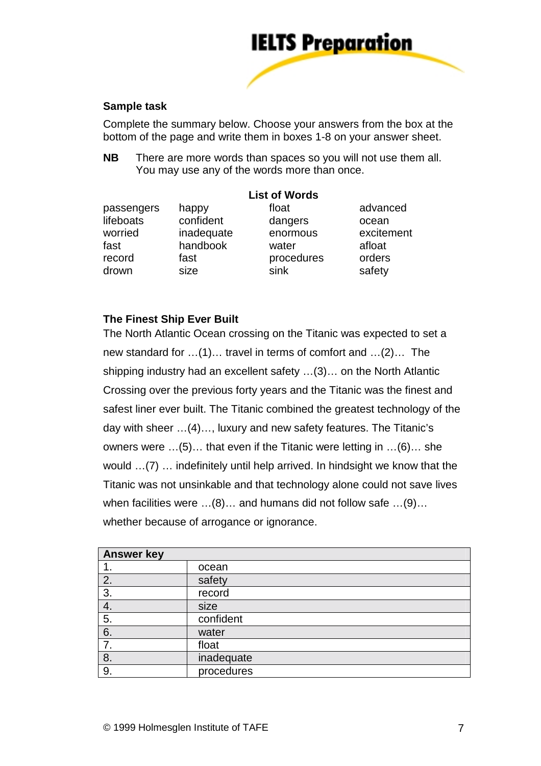### Sample task

Complete the summary below. Choose your answers from the box at the bottom of the page and write them in boxes 1-8 on your answer sheet.

**NB** There are more words than spaces so you will not use them all. You may use any of the words more than once.

**List of Words**

| | | | |
|---|---|---|---|
| passengers | happy | float | advanced |
| lifeboats | confident | dangers | ocean |
| worried | inadequate | enormous | excitement |
| fast | handbook | water | afloat |
| record | fast | procedures | orders |
| drown | size | sink | safety |

### The Finest Ship Ever Built

The North Atlantic Ocean crossing on the Titanic was expected to set a new standard for …(1)… travel in terms of comfort and …(2)… The shipping industry had an excellent safety …(3)… on the North Atlantic Crossing over the previous forty years and the Titanic was the finest and safest liner ever built. The Titanic combined the greatest technology of the day with sheer …(4)…, luxury and new safety features. The Titanic's owners were …(5)… that even if the Titanic were letting in …(6)… she would …(7) … indefinitely until help arrived. In hindsight we know that the Titanic was not unsinkable and that technology alone could not save lives when facilities were …(8)… and humans did not follow safe …(9)… whether because of arrogance or ignorance.

| Answer key | |
|---|---|
| 1. | ocean |
| 2. | safety |
| 3. | record |
| 4. | size |
| 5. | confident |
| 6. | water |
| 7. | float |
| 8. | inadequate |
| 9. | procedures |

© 1999 Holmesglen Institute of TAFE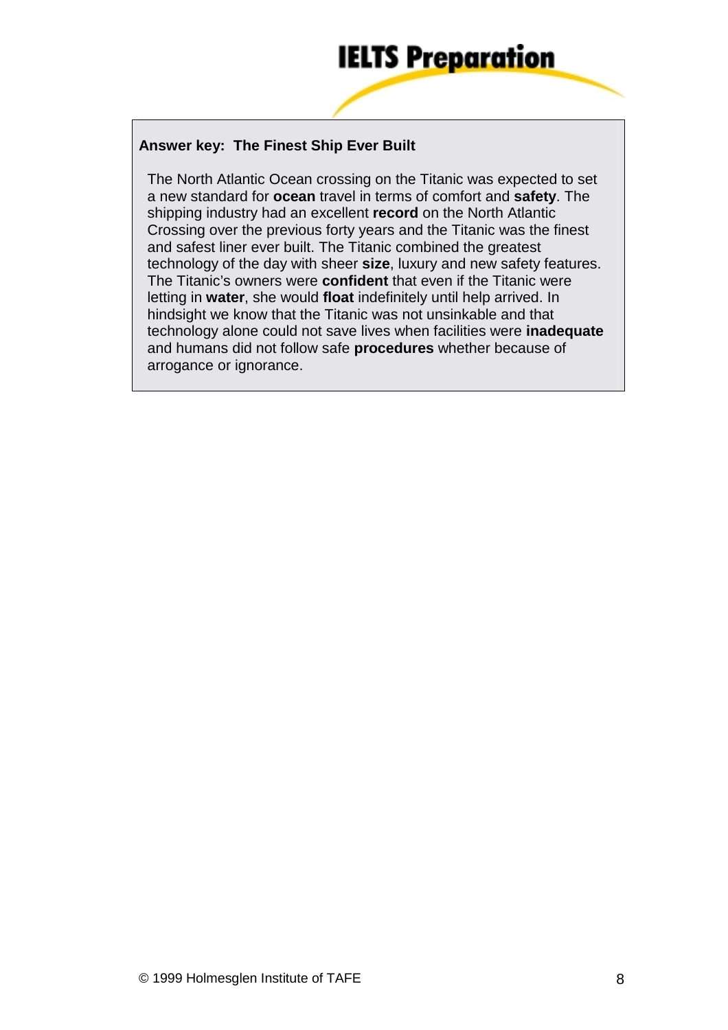**Answer key: The Finest Ship Ever Built**

The North Atlantic Ocean crossing on the Titanic was expected to set a new standard for **ocean** travel in terms of comfort and **safety**. The shipping industry had an excellent **record** on the North Atlantic Crossing over the previous forty years and the Titanic was the finest and safest liner ever built. The Titanic combined the greatest technology of the day with sheer **size**, luxury and new safety features. The Titanic's owners were **confident** that even if the Titanic were letting in **water**, she would **float** indefinitely until help arrived. In hindsight we know that the Titanic was not unsinkable and that technology alone could not save lives when facilities were **inadequate** and humans did not follow safe **procedures** whether because of arrogance or ignorance.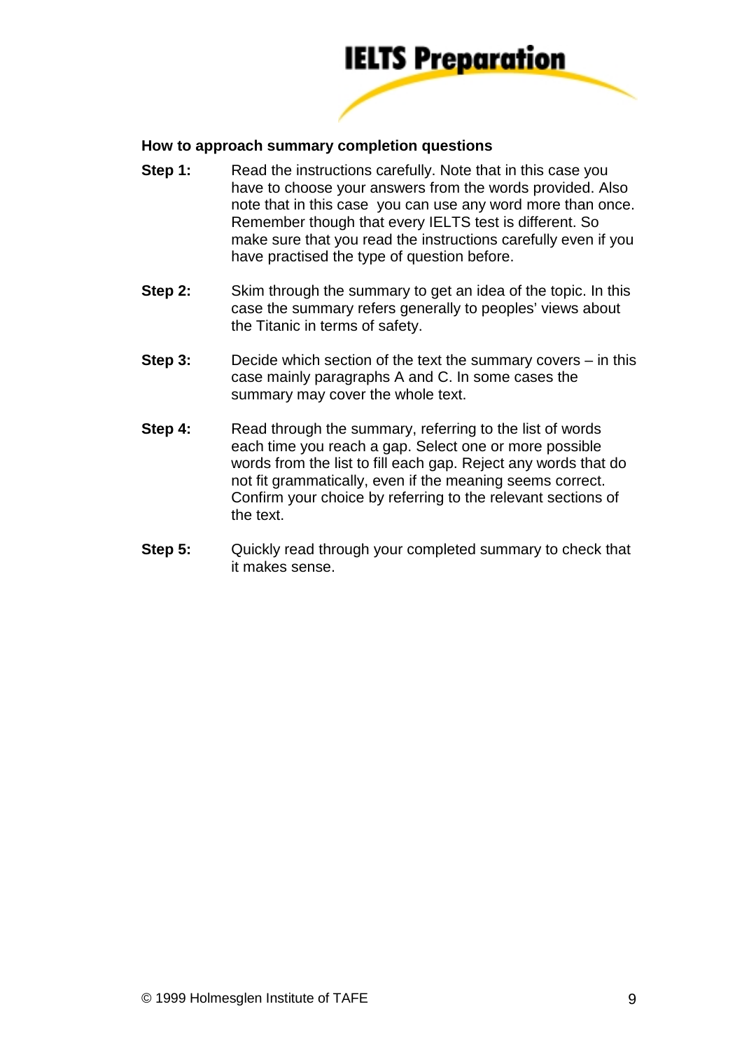### How to approach summary completion questions

**Step 1:** Read the instructions carefully. Note that in this case you have to choose your answers from the words provided. Also note that in this case you can use any word more than once. Remember though that every IELTS test is different. So make sure that you read the instructions carefully even if you have practised the type of question before.

**Step 2:** Skim through the summary to get an idea of the topic. In this case the summary refers generally to peoples' views about the Titanic in terms of safety.

**Step 3:** Decide which section of the text the summary covers – in this case mainly paragraphs A and C. In some cases the summary may cover the whole text.

**Step 4:** Read through the summary, referring to the list of words each time you reach a gap. Select one or more possible words from the list to fill each gap. Reject any words that do not fit grammatically, even if the meaning seems correct. Confirm your choice by referring to the relevant sections of the text.

**Step 5:** Quickly read through your completed summary to check that it makes sense.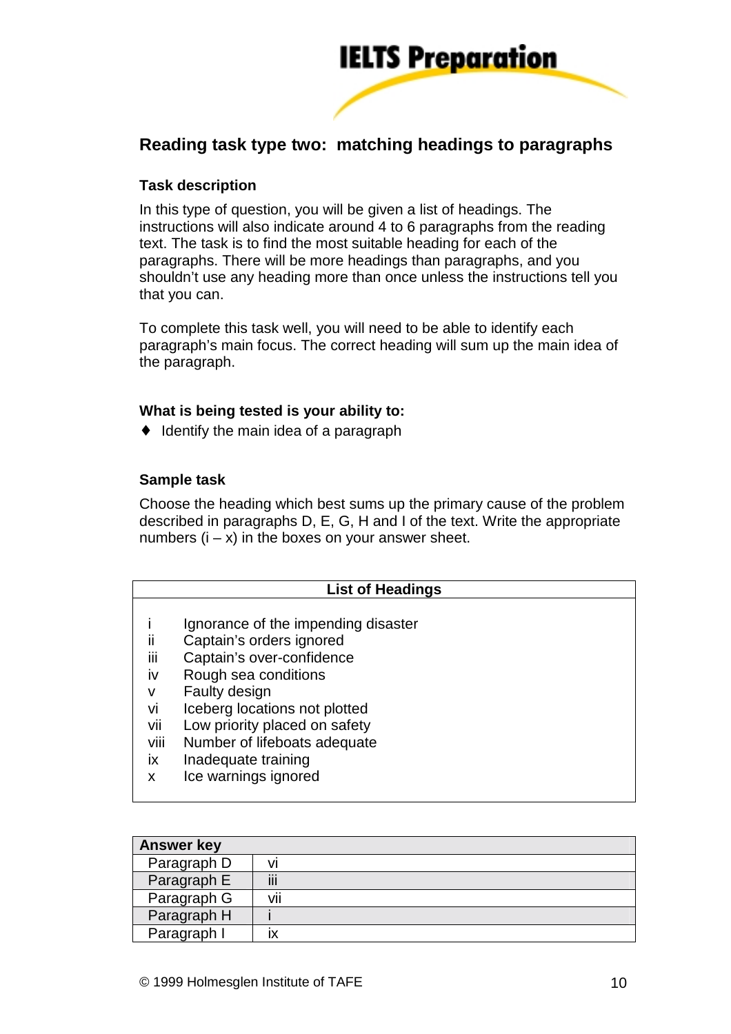## Reading task type two: matching headings to paragraphs

### Task description

In this type of question, you will be given a list of headings. The instructions will also indicate around 4 to 6 paragraphs from the reading text. The task is to find the most suitable heading for each of the paragraphs. There will be more headings than paragraphs, and you shouldn't use any heading more than once unless the instructions tell you that you can.

To complete this task well, you will need to be able to identify each paragraph's main focus. The correct heading will sum up the main idea of the paragraph.

### What is being tested is your ability to:

- Identify the main idea of a paragraph

### Sample task

Choose the heading which best sums up the primary cause of the problem described in paragraphs D, E, G, H and I of the text. Write the appropriate numbers (i – x) in the boxes on your answer sheet.

| List of Headings | |
|---|---|
| i | Ignorance of the impending disaster |
| ii | Captain's orders ignored |
| iii | Captain's over-confidence |
| iv | Rough sea conditions |
| v | Faulty design |
| vi | Iceberg locations not plotted |
| vii | Low priority placed on safety |
| viii | Number of lifeboats adequate |
| ix | Inadequate training |
| x | Ice warnings ignored |

| Answer key | |
|---|---|
| Paragraph D | vi |
| Paragraph E | iii |
| Paragraph G | vii |
| Paragraph H | i |
| Paragraph I | ix |

© 1999 Holmesglen Institute of TAFE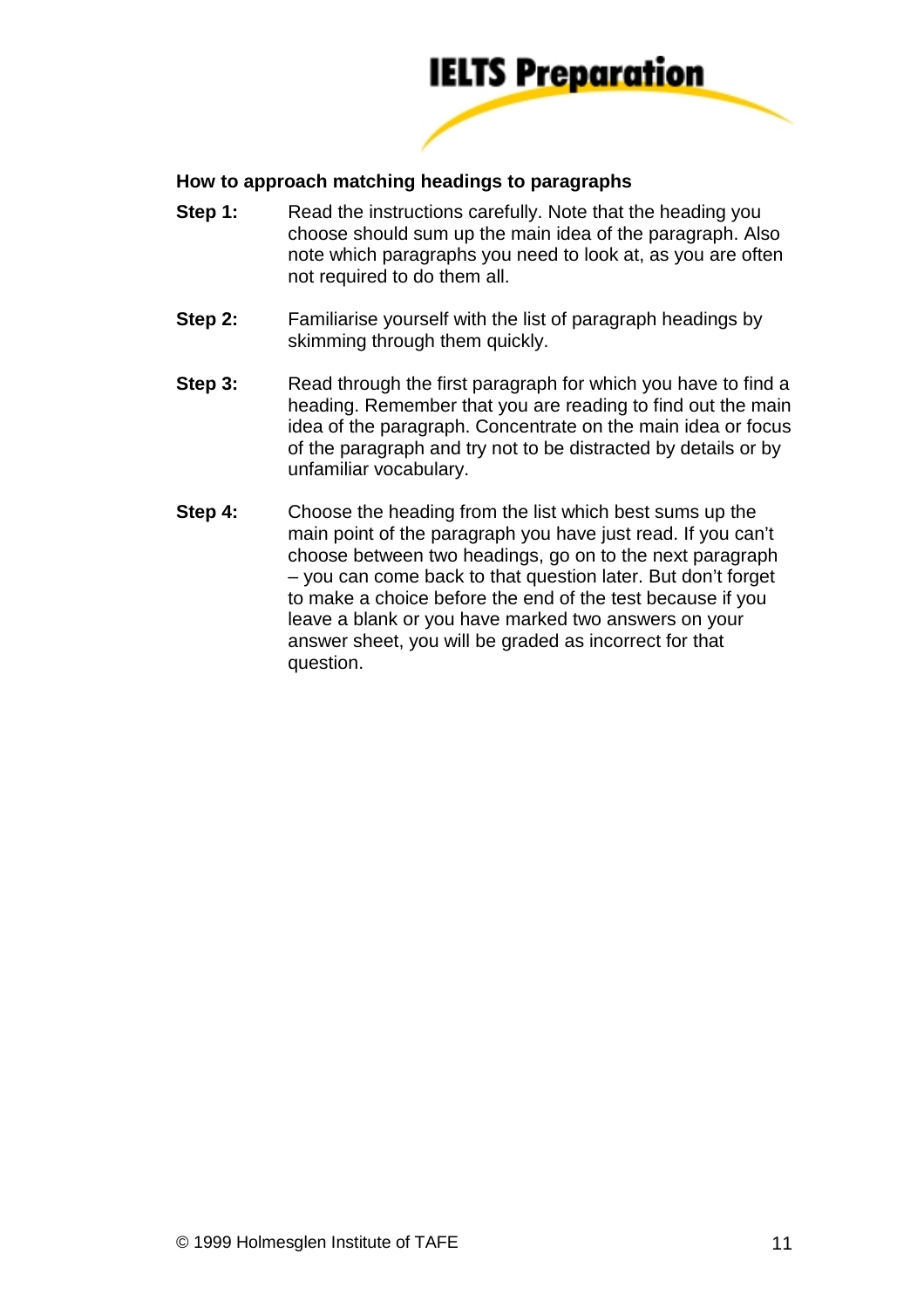## How to approach matching headings to paragraphs

**Step 1:** Read the instructions carefully. Note that the heading you choose should sum up the main idea of the paragraph. Also note which paragraphs you need to look at, as you are often not required to do them all.

**Step 2:** Familiarise yourself with the list of paragraph headings by skimming through them quickly.

**Step 3:** Read through the first paragraph for which you have to find a heading. Remember that you are reading to find out the main idea of the paragraph. Concentrate on the main idea or focus of the paragraph and try not to be distracted by details or by unfamiliar vocabulary.

**Step 4:** Choose the heading from the list which best sums up the main point of the paragraph you have just read. If you can't choose between two headings, go on to the next paragraph – you can come back to that question later. But don't forget to make a choice before the end of the test because if you leave a blank or you have marked two answers on your answer sheet, you will be graded as incorrect for that question.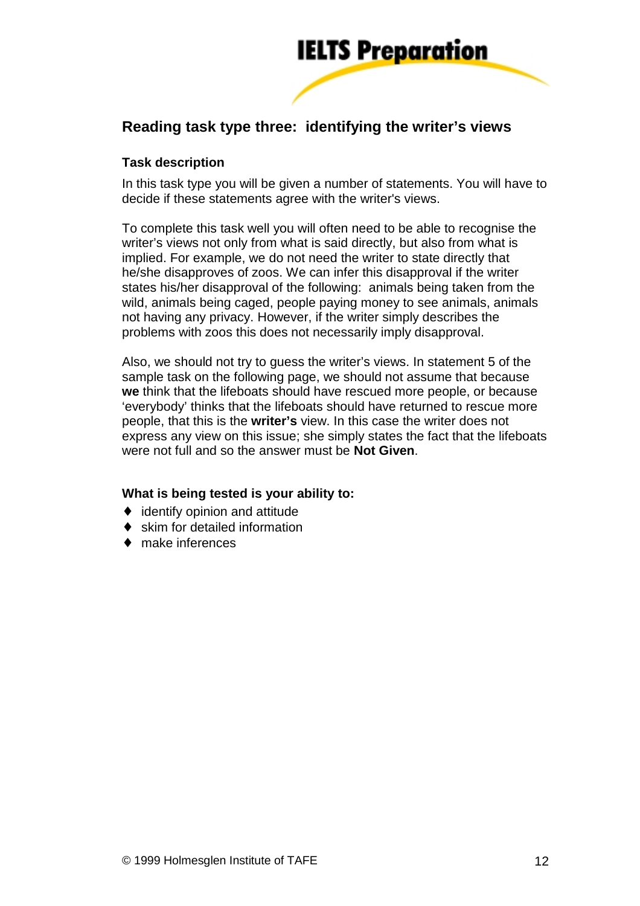## Reading task type three: identifying the writer's views

### Task description

In this task type you will be given a number of statements. You will have to decide if these statements agree with the writer's views.

To complete this task well you will often need to be able to recognise the writer's views not only from what is said directly, but also from what is implied. For example, we do not need the writer to state directly that he/she disapproves of zoos. We can infer this disapproval if the writer states his/her disapproval of the following: animals being taken from the wild, animals being caged, people paying money to see animals, animals not having any privacy. However, if the writer simply describes the problems with zoos this does not necessarily imply disapproval.

Also, we should not try to guess the writer's views. In statement 5 of the sample task on the following page, we should not assume that because **we** think that the lifeboats should have rescued more people, or because 'everybody' thinks that the lifeboats should have returned to rescue more people, that this is the **writer's** view. In this case the writer does not express any view on this issue; she simply states the fact that the lifeboats were not full and so the answer must be **Not Given**.

### What is being tested is your ability to:

- identify opinion and attitude
- skim for detailed information
- make inferences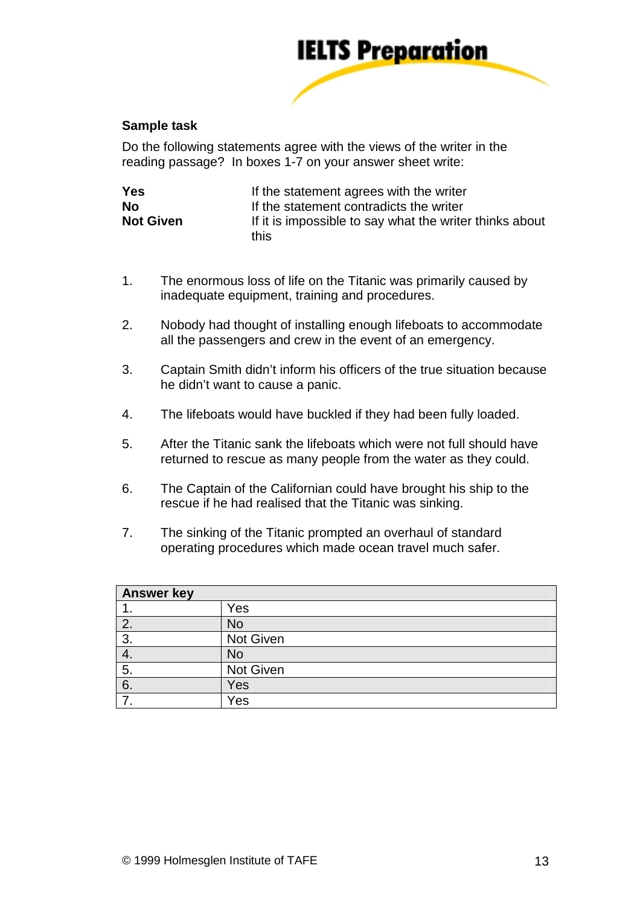**Sample task**

Do the following statements agree with the views of the writer in the reading passage? In boxes 1-7 on your answer sheet write:

| | |
|---|---|
| **Yes** | If the statement agrees with the writer |
| **No** | If the statement contradicts the writer |
| **Not Given** | If it is impossible to say what the writer thinks about this |

1. The enormous loss of life on the Titanic was primarily caused by inadequate equipment, training and procedures.

2. Nobody had thought of installing enough lifeboats to accommodate all the passengers and crew in the event of an emergency.

3. Captain Smith didn't inform his officers of the true situation because he didn't want to cause a panic.

4. The lifeboats would have buckled if they had been fully loaded.

5. After the Titanic sank the lifeboats which were not full should have returned to rescue as many people from the water as they could.

6. The Captain of the Californian could have brought his ship to the rescue if he had realised that the Titanic was sinking.

7. The sinking of the Titanic prompted an overhaul of standard operating procedures which made ocean travel much safer.

| **Answer key** | |
|---|---|
| 1. | Yes |
| 2. | No |
| 3. | Not Given |
| 4. | No |
| 5. | Not Given |
| 6. | Yes |
| 7. | Yes |

© 1999 Holmesglen Institute of TAFE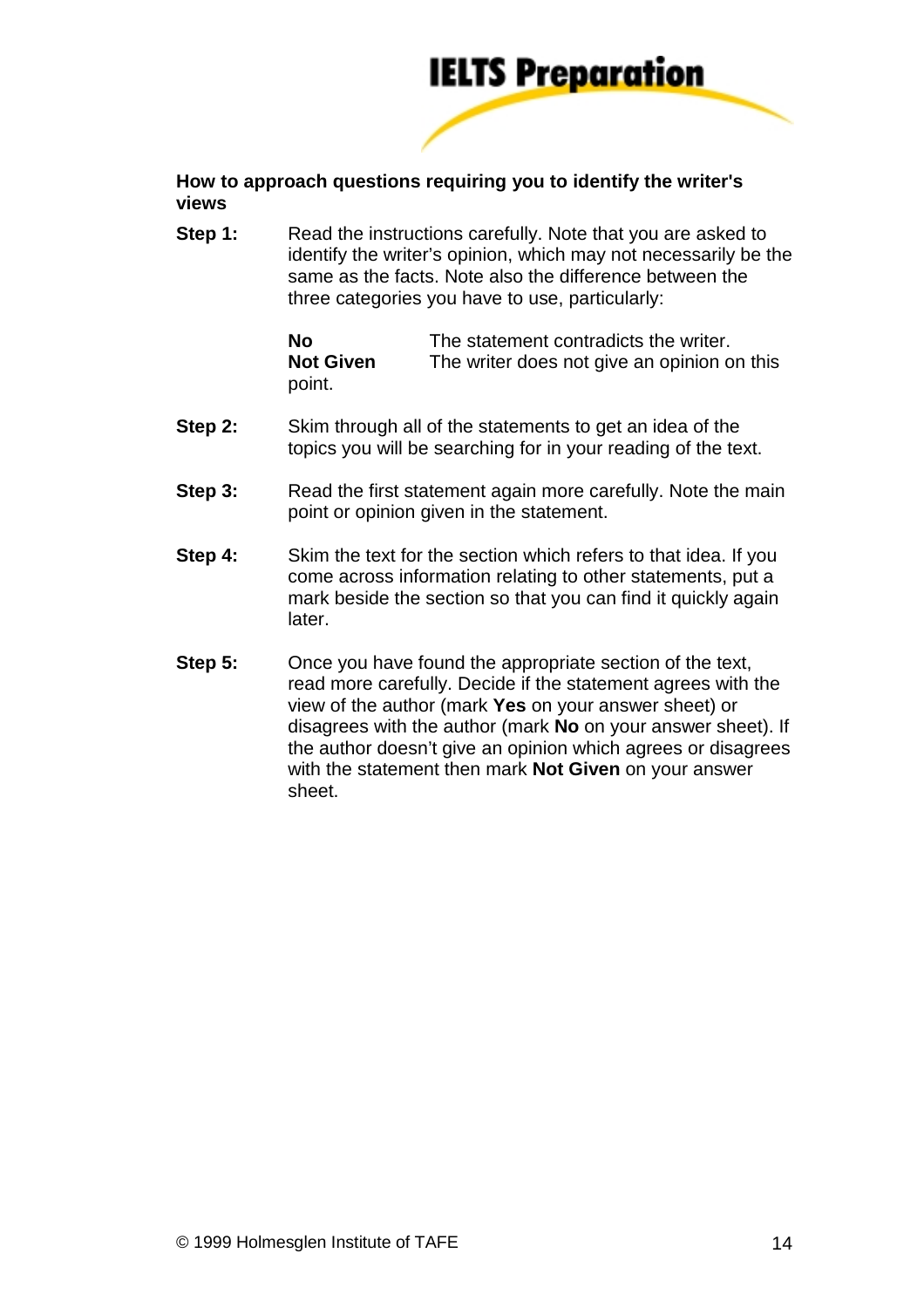**How to approach questions requiring you to identify the writer's views**

**Step 1:** Read the instructions carefully. Note that you are asked to identify the writer's opinion, which may not necessarily be the same as the facts. Note also the difference between the three categories you have to use, particularly:

| | |
|---|---|
| **No** | The statement contradicts the writer. |
| **Not Given** | The writer does not give an opinion on this point. |

**Step 2:** Skim through all of the statements to get an idea of the topics you will be searching for in your reading of the text.

**Step 3:** Read the first statement again more carefully. Note the main point or opinion given in the statement.

**Step 4:** Skim the text for the section which refers to that idea. If you come across information relating to other statements, put a mark beside the section so that you can find it quickly again later.

**Step 5:** Once you have found the appropriate section of the text, read more carefully. Decide if the statement agrees with the view of the author (mark **Yes** on your answer sheet) or disagrees with the author (mark **No** on your answer sheet). If the author doesn't give an opinion which agrees or disagrees with the statement then mark **Not Given** on your answer sheet.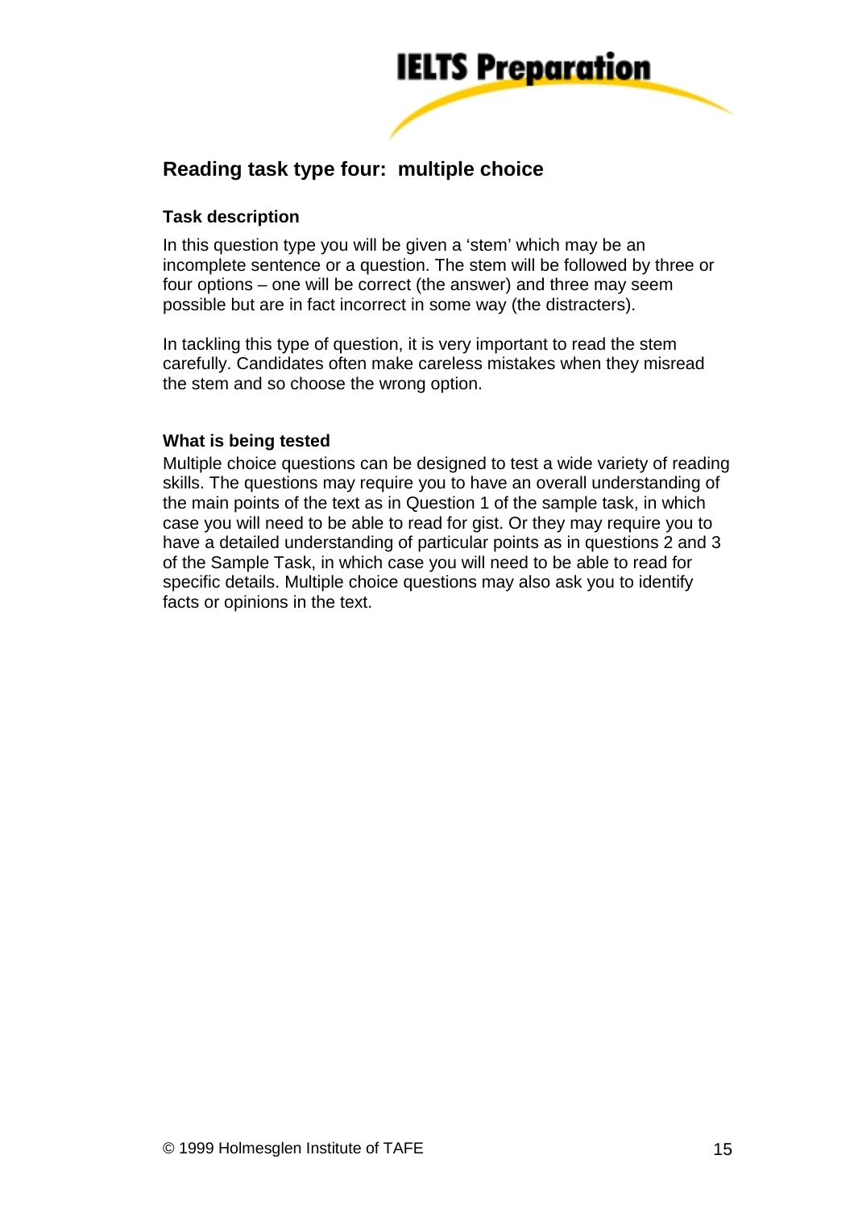## Reading task type four: multiple choice

### Task description

In this question type you will be given a 'stem' which may be an incomplete sentence or a question. The stem will be followed by three or four options – one will be correct (the answer) and three may seem possible but are in fact incorrect in some way (the distracters).

In tackling this type of question, it is very important to read the stem carefully. Candidates often make careless mistakes when they misread the stem and so choose the wrong option.

### What is being tested

Multiple choice questions can be designed to test a wide variety of reading skills. The questions may require you to have an overall understanding of the main points of the text as in Question 1 of the sample task, in which case you will need to be able to read for gist. Or they may require you to have a detailed understanding of particular points as in questions 2 and 3 of the Sample Task, in which case you will need to be able to read for specific details. Multiple choice questions may also ask you to identify facts or opinions in the text.

© 1999 Holmesglen Institute of TAFE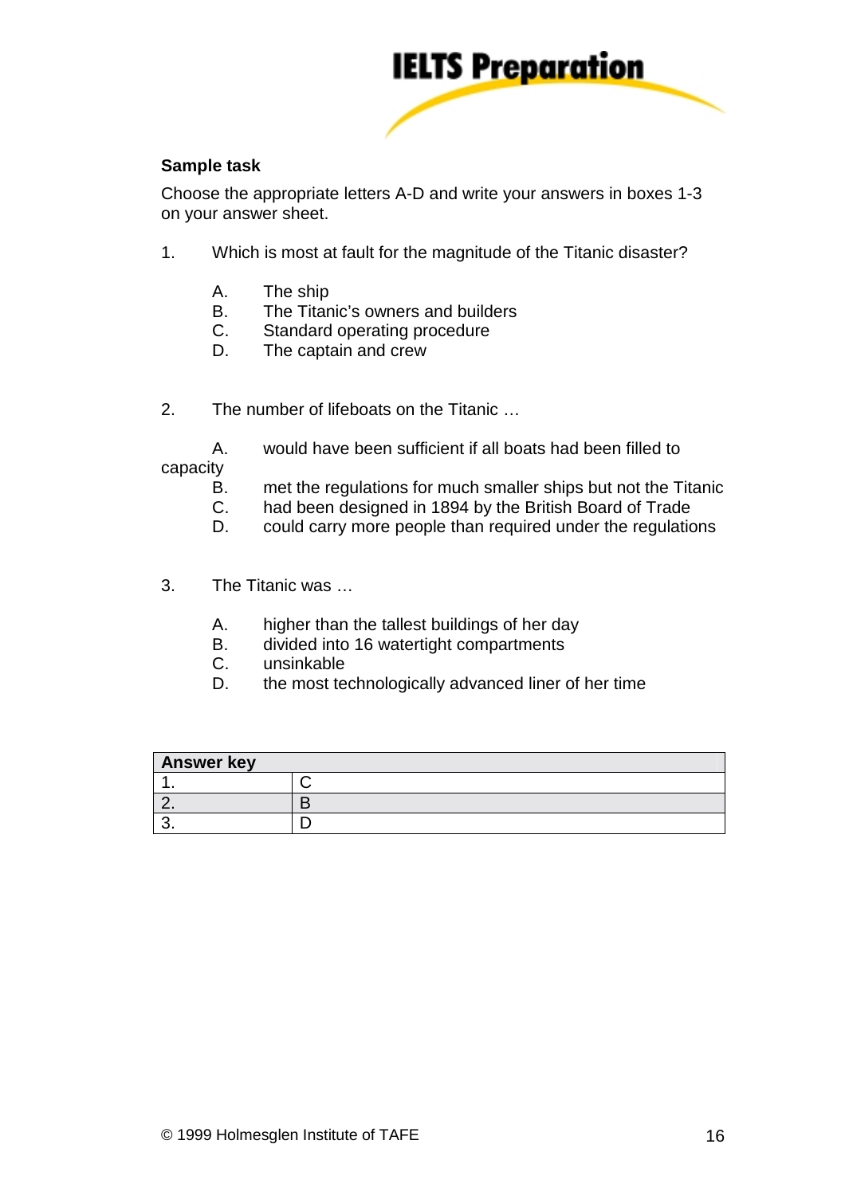**Sample task**

Choose the appropriate letters A-D and write your answers in boxes 1-3 on your answer sheet.

1. Which is most at fault for the magnitude of the Titanic disaster?

   A. The ship
   B. The Titanic's owners and builders
   C. Standard operating procedure
   D. The captain and crew

2. The number of lifeboats on the Titanic …

   A. would have been sufficient if all boats had been filled to capacity
   B. met the regulations for much smaller ships but not the Titanic
   C. had been designed in 1894 by the British Board of Trade
   D. could carry more people than required under the regulations

3. The Titanic was …

   A. higher than the tallest buildings of her day
   B. divided into 16 watertight compartments
   C. unsinkable
   D. the most technologically advanced liner of her time

| **Answer key** | |
|---|---|
| 1. | C |
| 2. | B |
| 3. | D |

© 1999 Holmesglen Institute of TAFE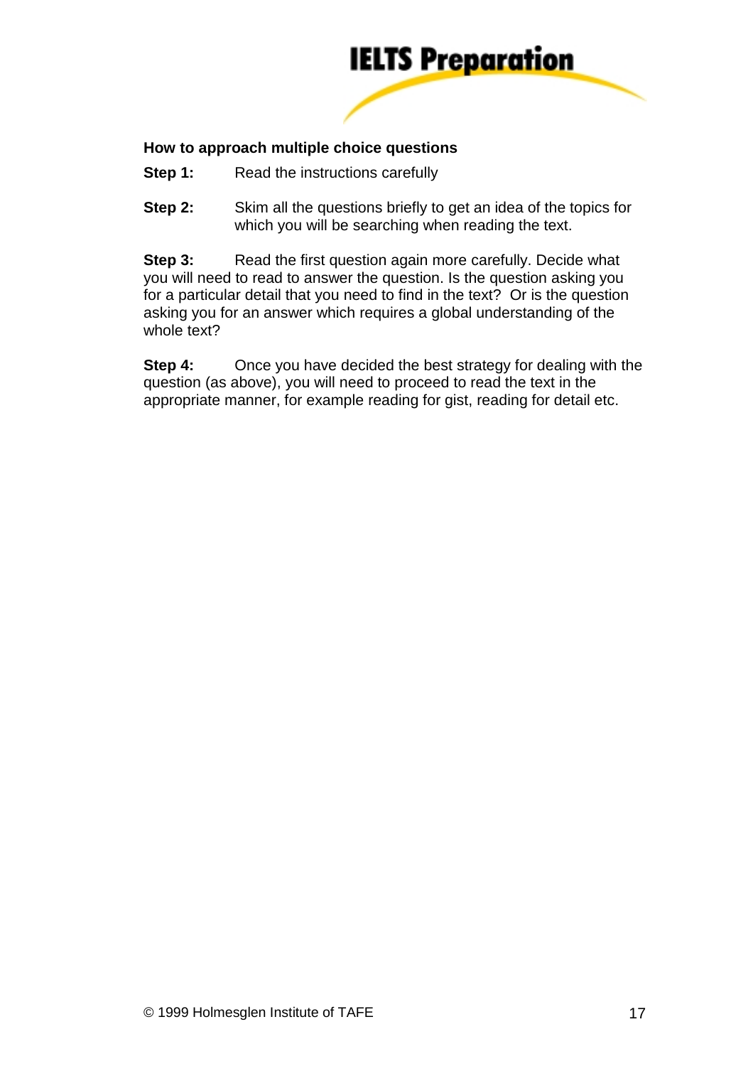## How to approach multiple choice questions

**Step 1:** Read the instructions carefully

**Step 2:** Skim all the questions briefly to get an idea of the topics for which you will be searching when reading the text.

**Step 3:** Read the first question again more carefully. Decide what you will need to read to answer the question. Is the question asking you for a particular detail that you need to find in the text? Or is the question asking you for an answer which requires a global understanding of the whole text?

**Step 4:** Once you have decided the best strategy for dealing with the question (as above), you will need to proceed to read the text in the appropriate manner, for example reading for gist, reading for detail etc.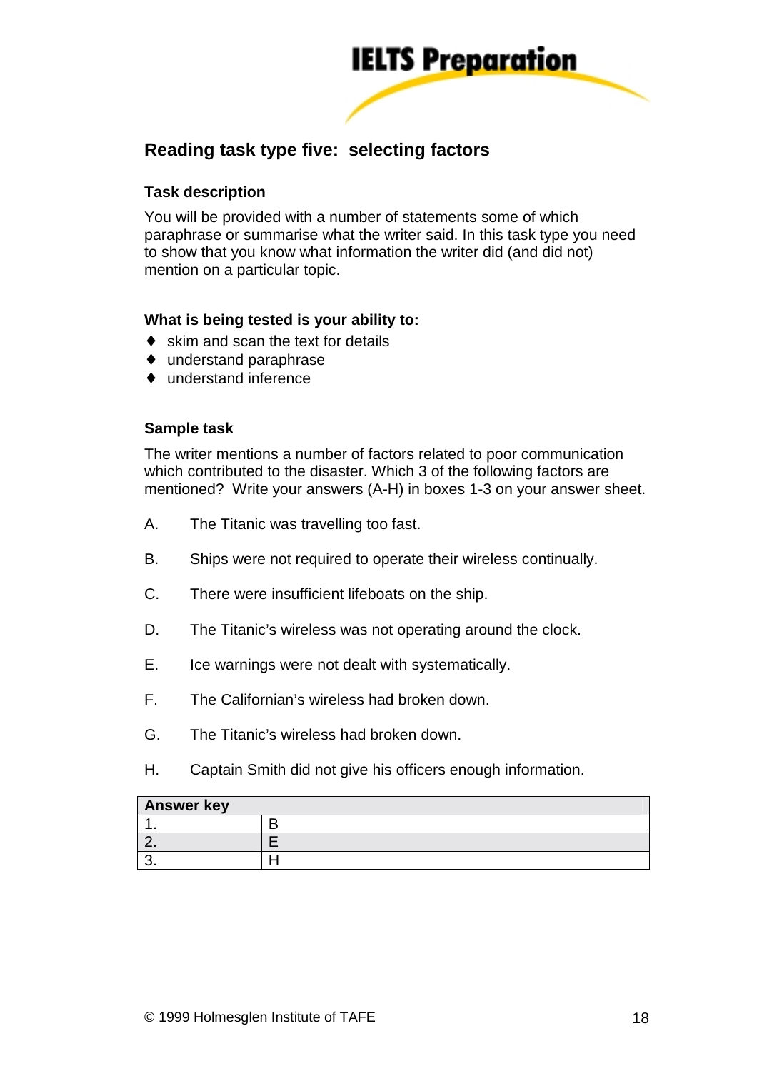## Reading task type five: selecting factors

### Task description

You will be provided with a number of statements some of which paraphrase or summarise what the writer said. In this task type you need to show that you know what information the writer did (and did not) mention on a particular topic.

### What is being tested is your ability to:

- skim and scan the text for details
- understand paraphrase
- understand inference

### Sample task

The writer mentions a number of factors related to poor communication which contributed to the disaster. Which 3 of the following factors are mentioned? Write your answers (A-H) in boxes 1-3 on your answer sheet.

A. The Titanic was travelling too fast.

B. Ships were not required to operate their wireless continually.

C. There were insufficient lifeboats on the ship.

D. The Titanic's wireless was not operating around the clock.

E. Ice warnings were not dealt with systematically.

F. The Californian's wireless had broken down.

G. The Titanic's wireless had broken down.

H. Captain Smith did not give his officers enough information.

| Answer key | |
|---|---|
| 1. | B |
| 2. | E |
| 3. | H |

© 1999 Holmesglen Institute of TAFE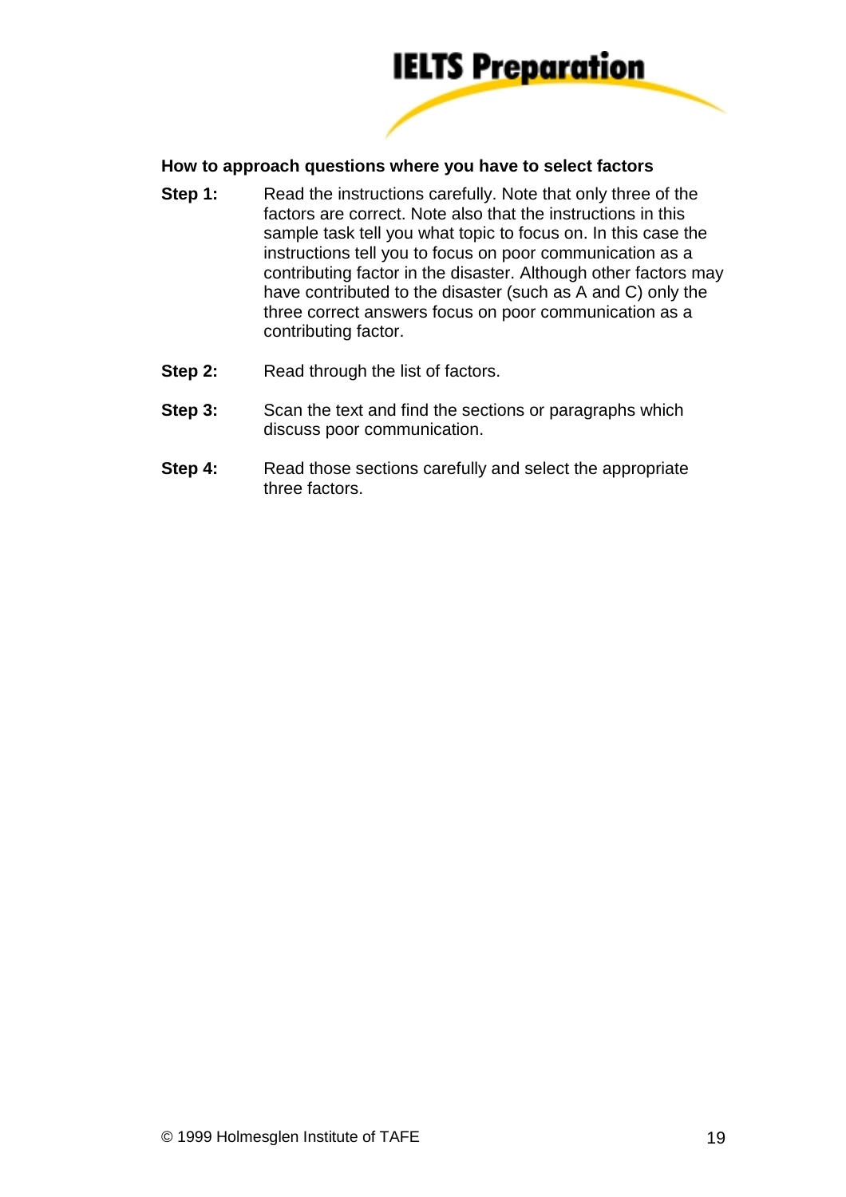**How to approach questions where you have to select factors**

**Step 1:** Read the instructions carefully. Note that only three of the factors are correct. Note also that the instructions in this sample task tell you what topic to focus on. In this case the instructions tell you to focus on poor communication as a contributing factor in the disaster. Although other factors may have contributed to the disaster (such as A and C) only the three correct answers focus on poor communication as a contributing factor.

**Step 2:** Read through the list of factors.

**Step 3:** Scan the text and find the sections or paragraphs which discuss poor communication.

**Step 4:** Read those sections carefully and select the appropriate three factors.

© 1999 Holmesglen Institute of TAFE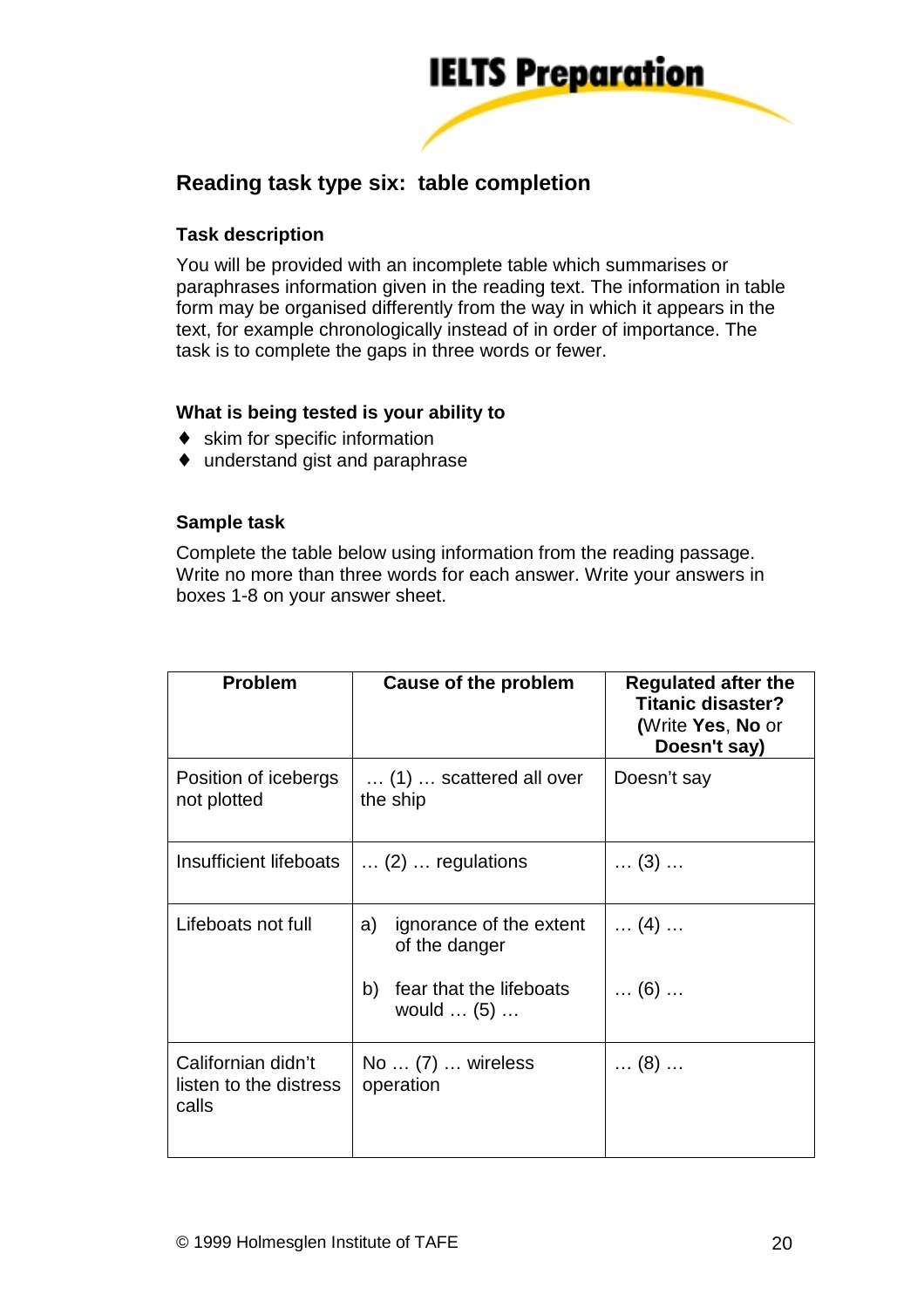## Reading task type six: table completion

### Task description

You will be provided with an incomplete table which summarises or paraphrases information given in the reading text. The information in table form may be organised differently from the way in which it appears in the text, for example chronologically instead of in order of importance. The task is to complete the gaps in three words or fewer.

### What is being tested is your ability to

- skim for specific information
- understand gist and paraphrase

### Sample task

Complete the table below using information from the reading passage. Write no more than three words for each answer. Write your answers in boxes 1-8 on your answer sheet.

| Problem | Cause of the problem | Regulated after the Titanic disaster? (Write **Yes**, **No** or **Doesn't say)** |
|---|---|---|
| Position of icebergs not plotted | … (1) … scattered all over the ship | Doesn't say |
| Insufficient lifeboats | … (2) … regulations | … (3) … |
| Lifeboats not full | a) ignorance of the extent of the danger | … (4) … |
| | b) fear that the lifeboats would … (5) … | … (6) … |
| Californian didn't listen to the distress calls | No … (7) … wireless operation | … (8) … |

© 1999 Holmesglen Institute of TAFE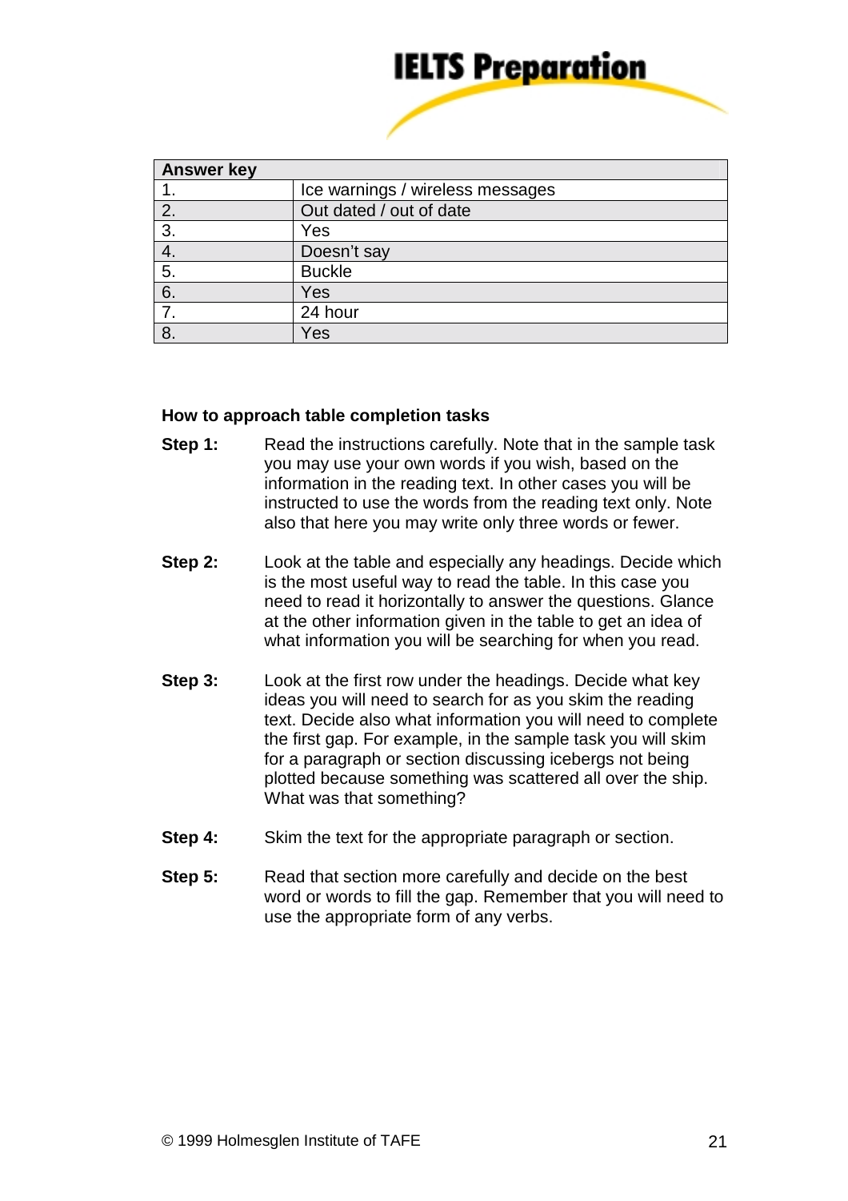| Answer key | |
|---|---|
| 1. | Ice warnings / wireless messages |
| 2. | Out dated / out of date |
| 3. | Yes |
| 4. | Doesn't say |
| 5. | Buckle |
| 6. | Yes |
| 7. | 24 hour |
| 8. | Yes |

### How to approach table completion tasks

**Step 1:** Read the instructions carefully. Note that in the sample task you may use your own words if you wish, based on the information in the reading text. In other cases you will be instructed to use the words from the reading text only. Note also that here you may write only three words or fewer.

**Step 2:** Look at the table and especially any headings. Decide which is the most useful way to read the table. In this case you need to read it horizontally to answer the questions. Glance at the other information given in the table to get an idea of what information you will be searching for when you read.

**Step 3:** Look at the first row under the headings. Decide what key ideas you will need to search for as you skim the reading text. Decide also what information you will need to complete the first gap. For example, in the sample task you will skim for a paragraph or section discussing icebergs not being plotted because something was scattered all over the ship. What was that something?

**Step 4:** Skim the text for the appropriate paragraph or section.

**Step 5:** Read that section more carefully and decide on the best word or words to fill the gap. Remember that you will need to use the appropriate form of any verbs.

© 1999 Holmesglen Institute of TAFE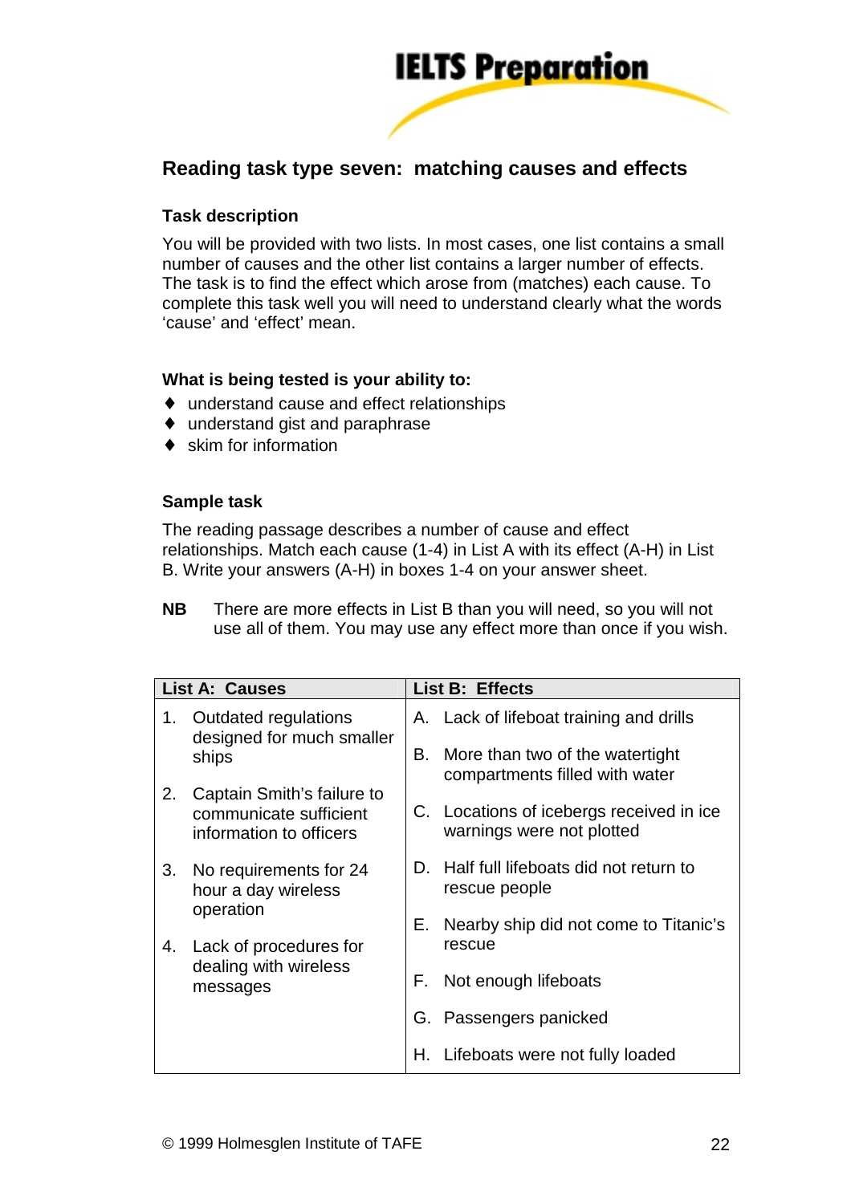## Reading task type seven: matching causes and effects

### Task description

You will be provided with two lists. In most cases, one list contains a small number of causes and the other list contains a larger number of effects. The task is to find the effect which arose from (matches) each cause. To complete this task well you will need to understand clearly what the words 'cause' and 'effect' mean.

### What is being tested is your ability to:

- understand cause and effect relationships
- understand gist and paraphrase
- skim for information

### Sample task

The reading passage describes a number of cause and effect relationships. Match each cause (1-4) in List A with its effect (A-H) in List B. Write your answers (A-H) in boxes 1-4 on your answer sheet.

**NB** There are more effects in List B than you will need, so you will not use all of them. You may use any effect more than once if you wish.

| List A: Causes | List B: Effects |
|---|---|
| 1. Outdated regulations designed for much smaller ships | A. Lack of lifeboat training and drills |
| 2. Captain Smith's failure to communicate sufficient information to officers | B. More than two of the watertight compartments filled with water |
| 3. No requirements for 24 hour a day wireless operation | C. Locations of icebergs received in ice warnings were not plotted |
| 4. Lack of procedures for dealing with wireless messages | D. Half full lifeboats did not return to rescue people |
| | E. Nearby ship did not come to Titanic's rescue |
| | F. Not enough lifeboats |
| | G. Passengers panicked |
| | H. Lifeboats were not fully loaded |

© 1999 Holmesglen Institute of TAFE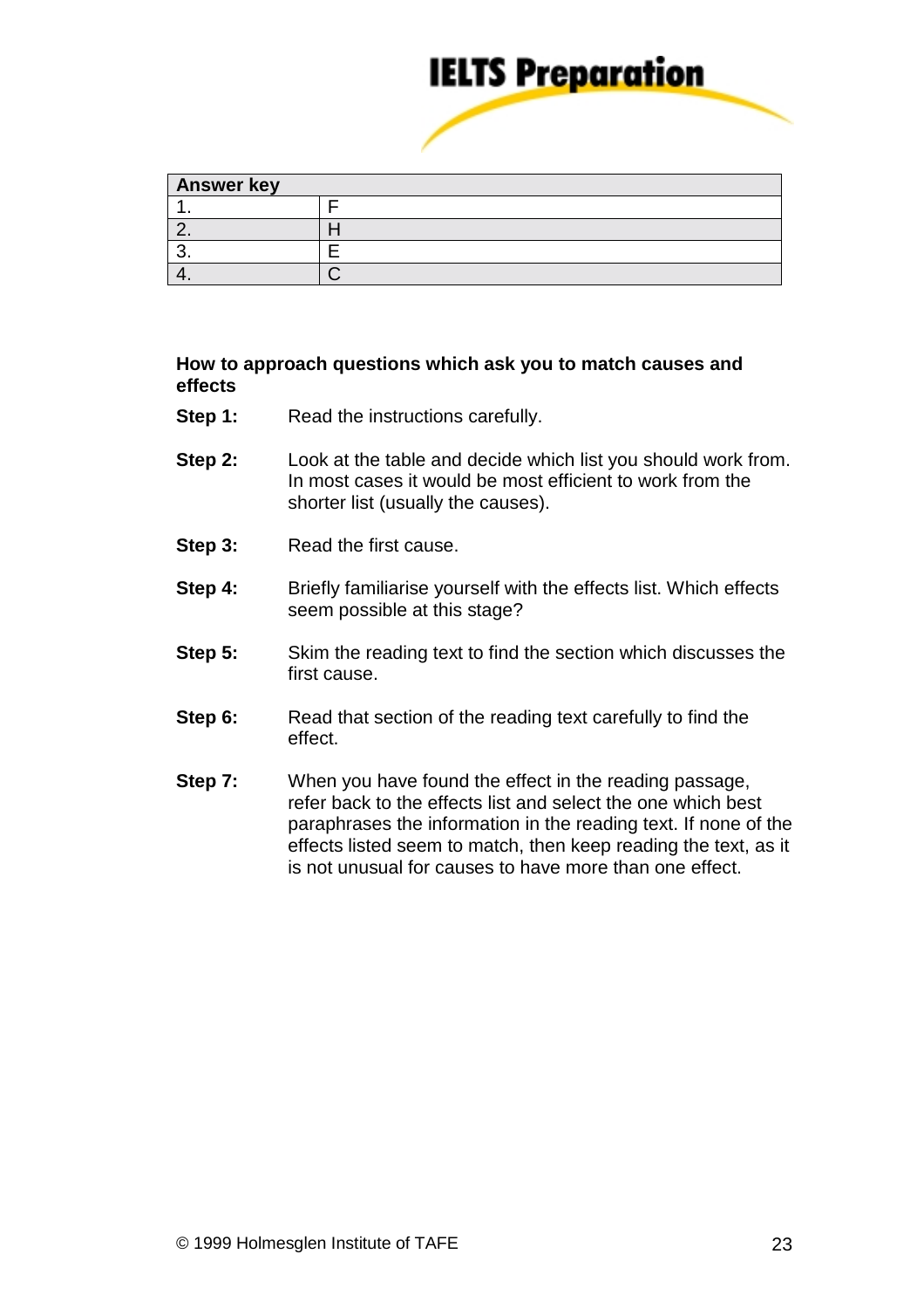| Answer key | |
|---|---|
| 1. | F |
| 2. | H |
| 3. | E |
| 4. | C |

**How to approach questions which ask you to match causes and effects**

**Step 1:** Read the instructions carefully.

**Step 2:** Look at the table and decide which list you should work from. In most cases it would be most efficient to work from the shorter list (usually the causes).

**Step 3:** Read the first cause.

**Step 4:** Briefly familiarise yourself with the effects list. Which effects seem possible at this stage?

**Step 5:** Skim the reading text to find the section which discusses the first cause.

**Step 6:** Read that section of the reading text carefully to find the effect.

**Step 7:** When you have found the effect in the reading passage, refer back to the effects list and select the one which best paraphrases the information in the reading text. If none of the effects listed seem to match, then keep reading the text, as it is not unusual for causes to have more than one effect.

© 1999 Holmesglen Institute of TAFE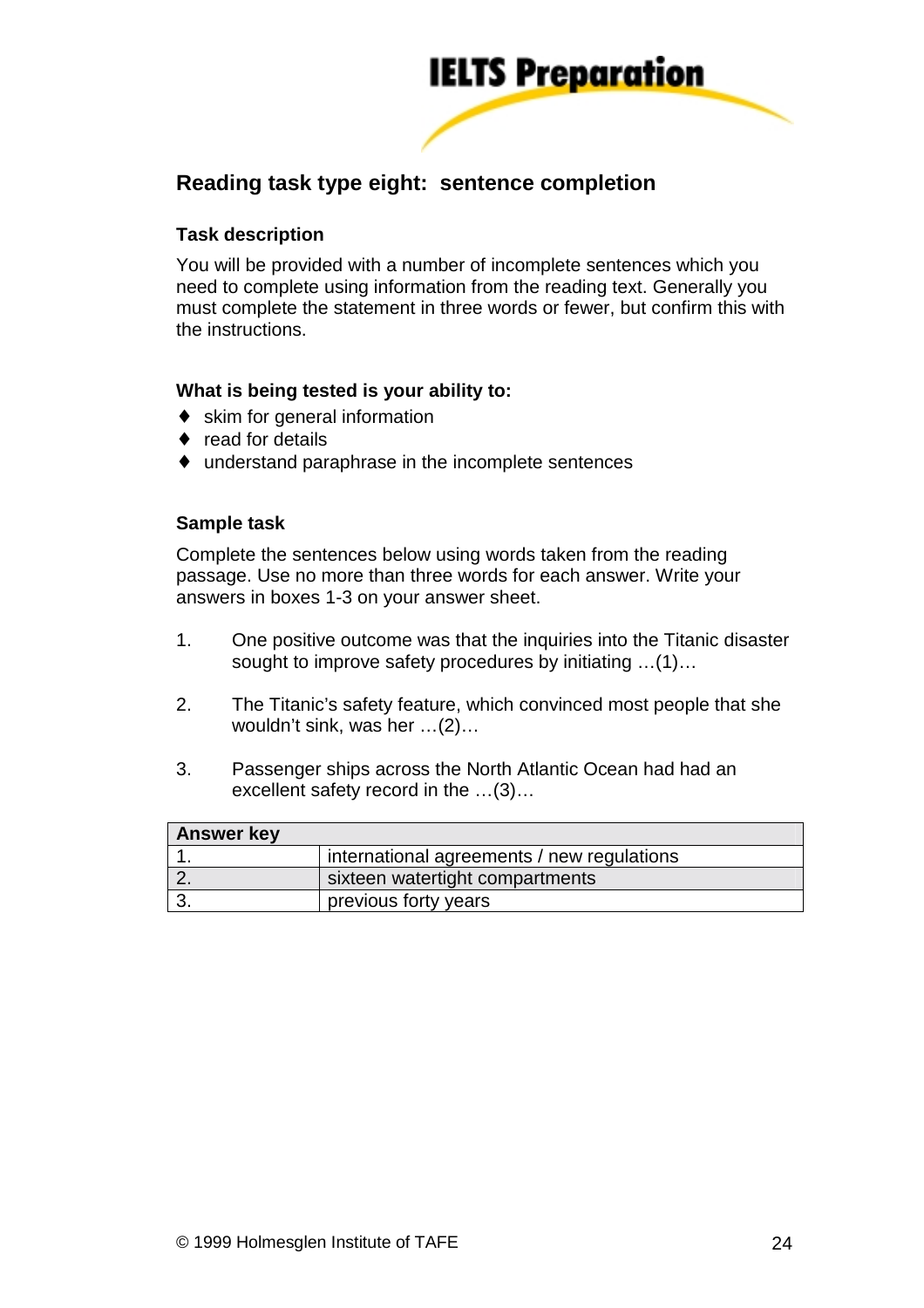## Reading task type eight: sentence completion

### Task description

You will be provided with a number of incomplete sentences which you need to complete using information from the reading text. Generally you must complete the statement in three words or fewer, but confirm this with the instructions.

### What is being tested is your ability to:

- skim for general information
- read for details
- understand paraphrase in the incomplete sentences

### Sample task

Complete the sentences below using words taken from the reading passage. Use no more than three words for each answer. Write your answers in boxes 1-3 on your answer sheet.

1. One positive outcome was that the inquiries into the Titanic disaster sought to improve safety procedures by initiating …(1)…

2. The Titanic's safety feature, which convinced most people that she wouldn't sink, was her …(2)…

3. Passenger ships across the North Atlantic Ocean had had an excellent safety record in the …(3)…

| Answer key | |
|---|---|
| 1. | international agreements / new regulations |
| 2. | sixteen watertight compartments |
| 3. | previous forty years |

© 1999 Holmesglen Institute of TAFE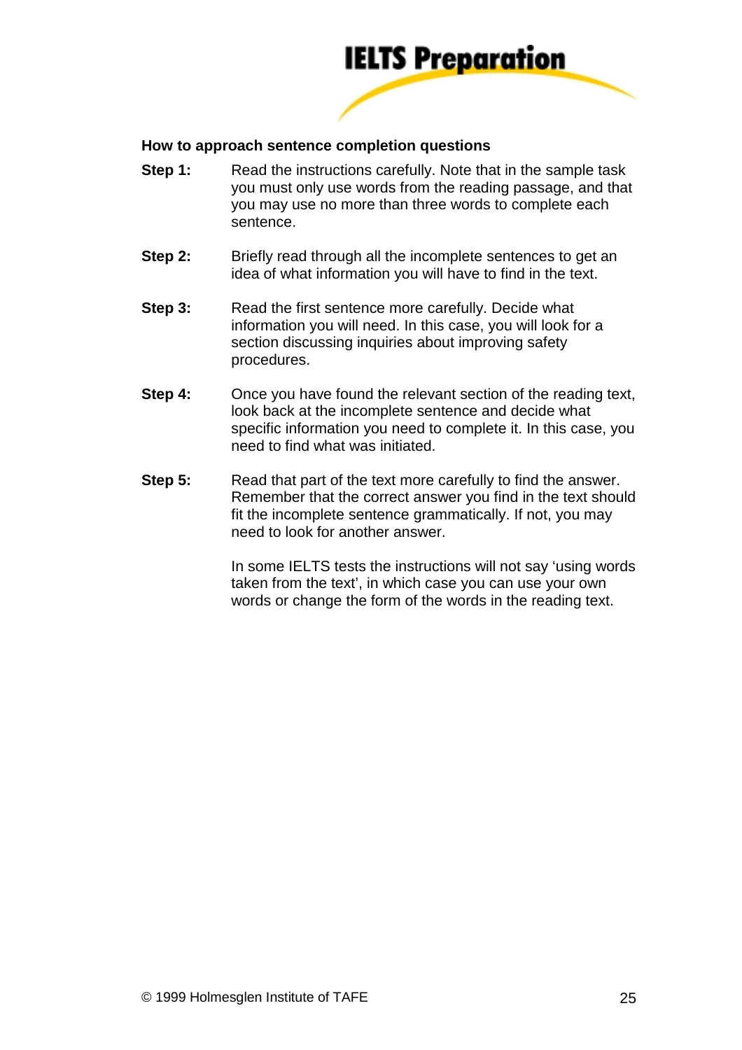## How to approach sentence completion questions

**Step 1:** Read the instructions carefully. Note that in the sample task you must only use words from the reading passage, and that you may use no more than three words to complete each sentence.

**Step 2:** Briefly read through all the incomplete sentences to get an idea of what information you will have to find in the text.

**Step 3:** Read the first sentence more carefully. Decide what information you will need. In this case, you will look for a section discussing inquiries about improving safety procedures.

**Step 4:** Once you have found the relevant section of the reading text, look back at the incomplete sentence and decide what specific information you need to complete it. In this case, you need to find what was initiated.

**Step 5:** Read that part of the text more carefully to find the answer. Remember that the correct answer you find in the text should fit the incomplete sentence grammatically. If not, you may need to look for another answer.

In some IELTS tests the instructions will not say 'using words taken from the text', in which case you can use your own words or change the form of the words in the reading text.

© 1999 Holmesglen Institute of TAFE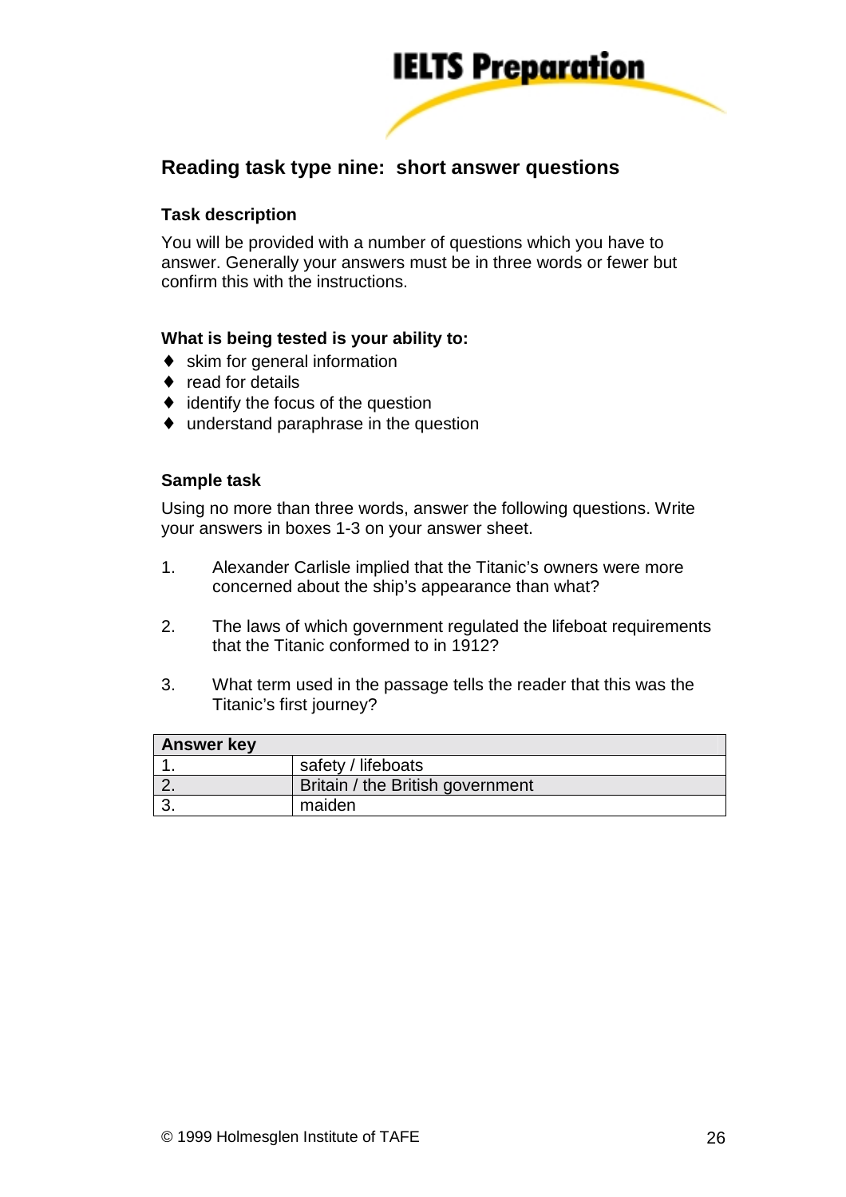## Reading task type nine: short answer questions

### Task description

You will be provided with a number of questions which you have to answer. Generally your answers must be in three words or fewer but confirm this with the instructions.

### What is being tested is your ability to:

- skim for general information
- read for details
- identify the focus of the question
- understand paraphrase in the question

### Sample task

Using no more than three words, answer the following questions. Write your answers in boxes 1-3 on your answer sheet.

1. Alexander Carlisle implied that the Titanic's owners were more concerned about the ship's appearance than what?

2. The laws of which government regulated the lifeboat requirements that the Titanic conformed to in 1912?

3. What term used in the passage tells the reader that this was the Titanic's first journey?

| Answer key | |
|---|---|
| 1. | safety / lifeboats |
| 2. | Britain / the British government |
| 3. | maiden |

© 1999 Holmesglen Institute of TAFE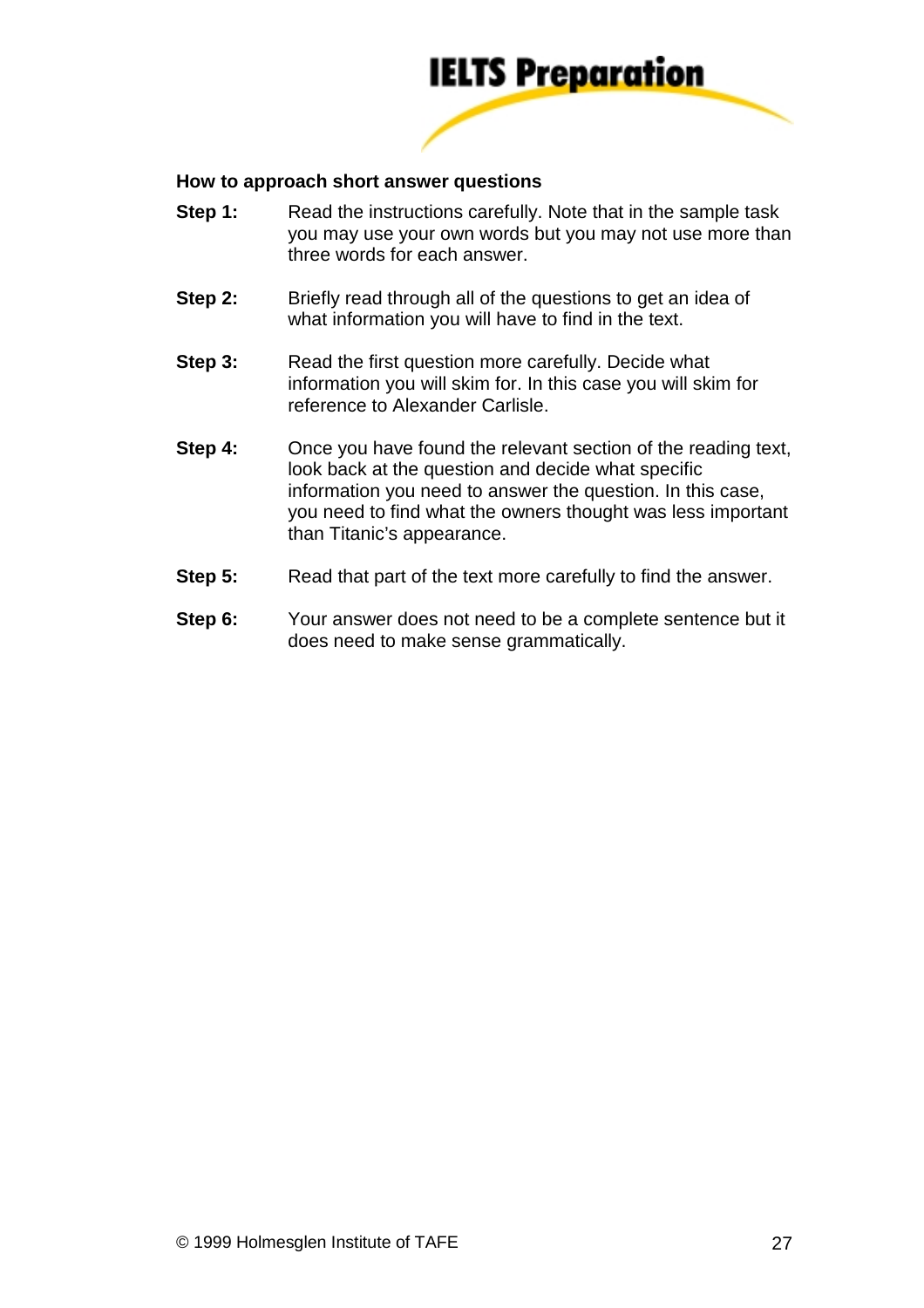### How to approach short answer questions

**Step 1:** Read the instructions carefully. Note that in the sample task you may use your own words but you may not use more than three words for each answer.

**Step 2:** Briefly read through all of the questions to get an idea of what information you will have to find in the text.

**Step 3:** Read the first question more carefully. Decide what information you will skim for. In this case you will skim for reference to Alexander Carlisle.

**Step 4:** Once you have found the relevant section of the reading text, look back at the question and decide what specific information you need to answer the question. In this case, you need to find what the owners thought was less important than Titanic's appearance.

**Step 5:** Read that part of the text more carefully to find the answer.

**Step 6:** Your answer does not need to be a complete sentence but it does need to make sense grammatically.

© 1999 Holmesglen Institute of TAFE